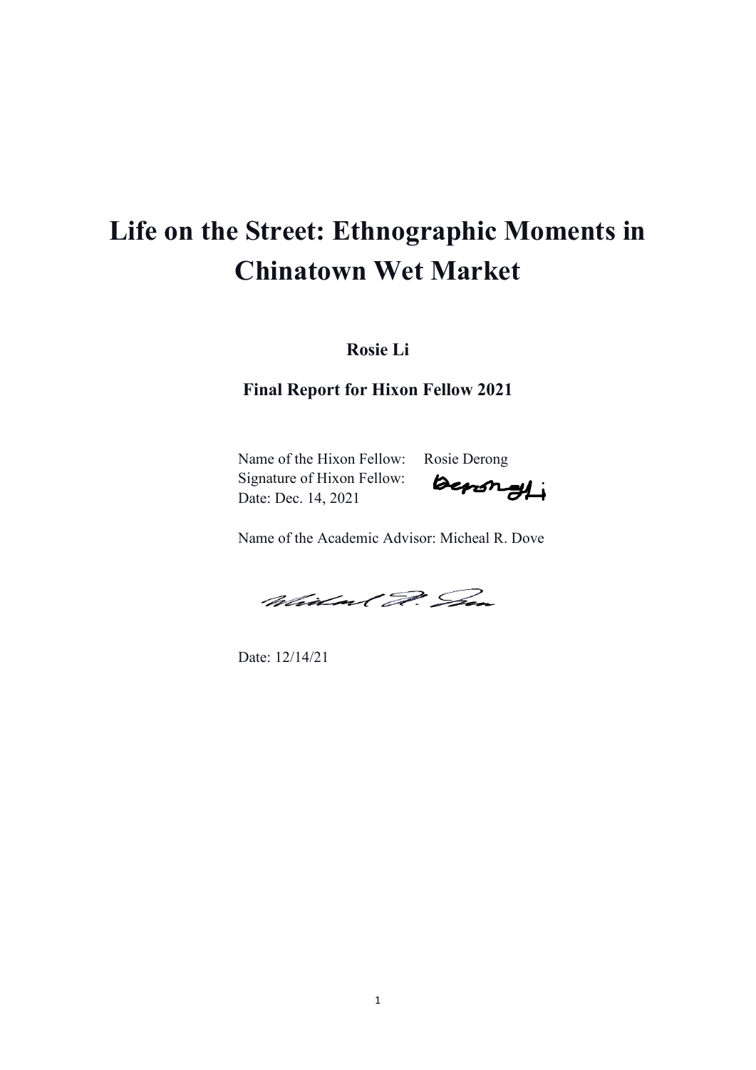# Life on the Street: Ethnographic Moments in Chinatown Wet Market

**Rosie Li**

**Final Report for Hixon Fellow 2021**

Name of the Hixon Fellow: Rosie Derong
Signature of Hixon Fellow:
Date: Dec. 14, 2021

Name of the Academic Advisor: Micheal R. Dove

Date: 12/14/21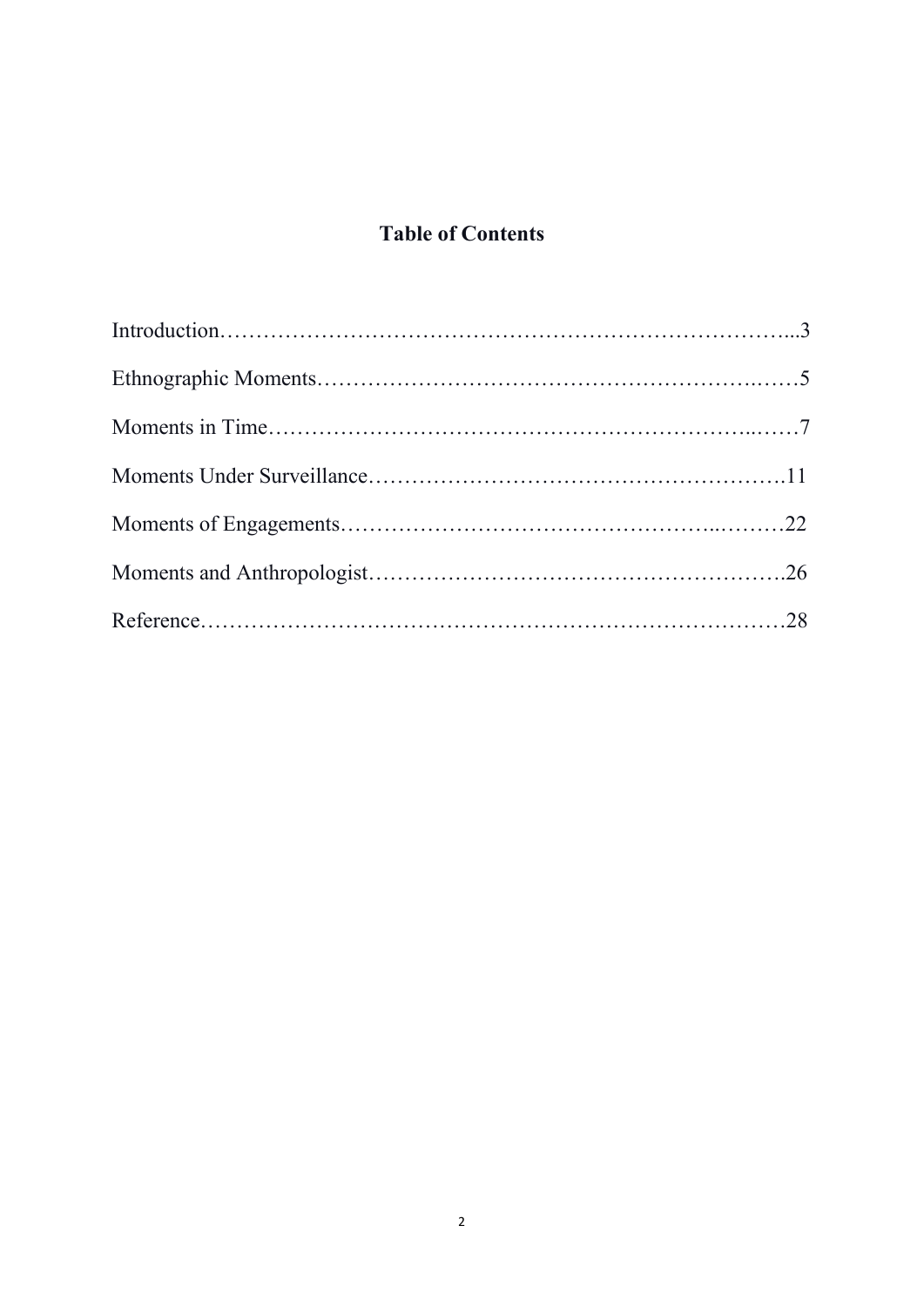# Table of Contents

Introduction……………………………………………………………………...3

Ethnographic Moments…………………………………………………..……5

Moments in Time………………………………………………………...……7

Moments Under Surveillance……………………………………………….11

Moments of Engagements………………………………………...………22

Moments and Anthropologist……………………………………………….26

Reference……………………………………………………………………28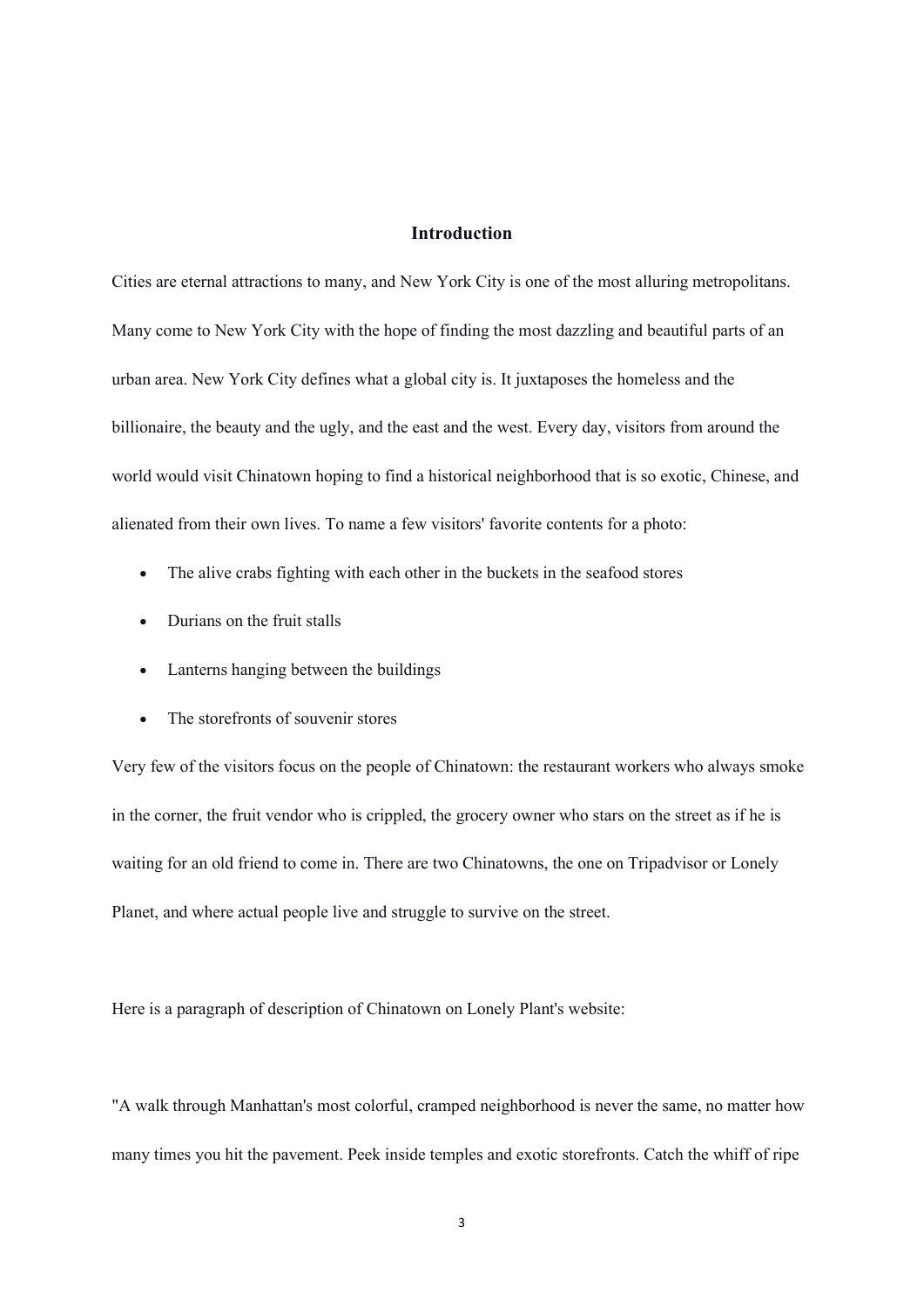## Introduction

Cities are eternal attractions to many, and New York City is one of the most alluring metropolitans. Many come to New York City with the hope of finding the most dazzling and beautiful parts of an urban area. New York City defines what a global city is. It juxtaposes the homeless and the billionaire, the beauty and the ugly, and the east and the west. Every day, visitors from around the world would visit Chinatown hoping to find a historical neighborhood that is so exotic, Chinese, and alienated from their own lives. To name a few visitors' favorite contents for a photo:

- The alive crabs fighting with each other in the buckets in the seafood stores
- Durians on the fruit stalls
- Lanterns hanging between the buildings
- The storefronts of souvenir stores

Very few of the visitors focus on the people of Chinatown: the restaurant workers who always smoke in the corner, the fruit vendor who is crippled, the grocery owner who stars on the street as if he is waiting for an old friend to come in. There are two Chinatowns, the one on Tripadvisor or Lonely Planet, and where actual people live and struggle to survive on the street.

Here is a paragraph of description of Chinatown on Lonely Plant's website:

"A walk through Manhattan's most colorful, cramped neighborhood is never the same, no matter how many times you hit the pavement. Peek inside temples and exotic storefronts. Catch the whiff of ripe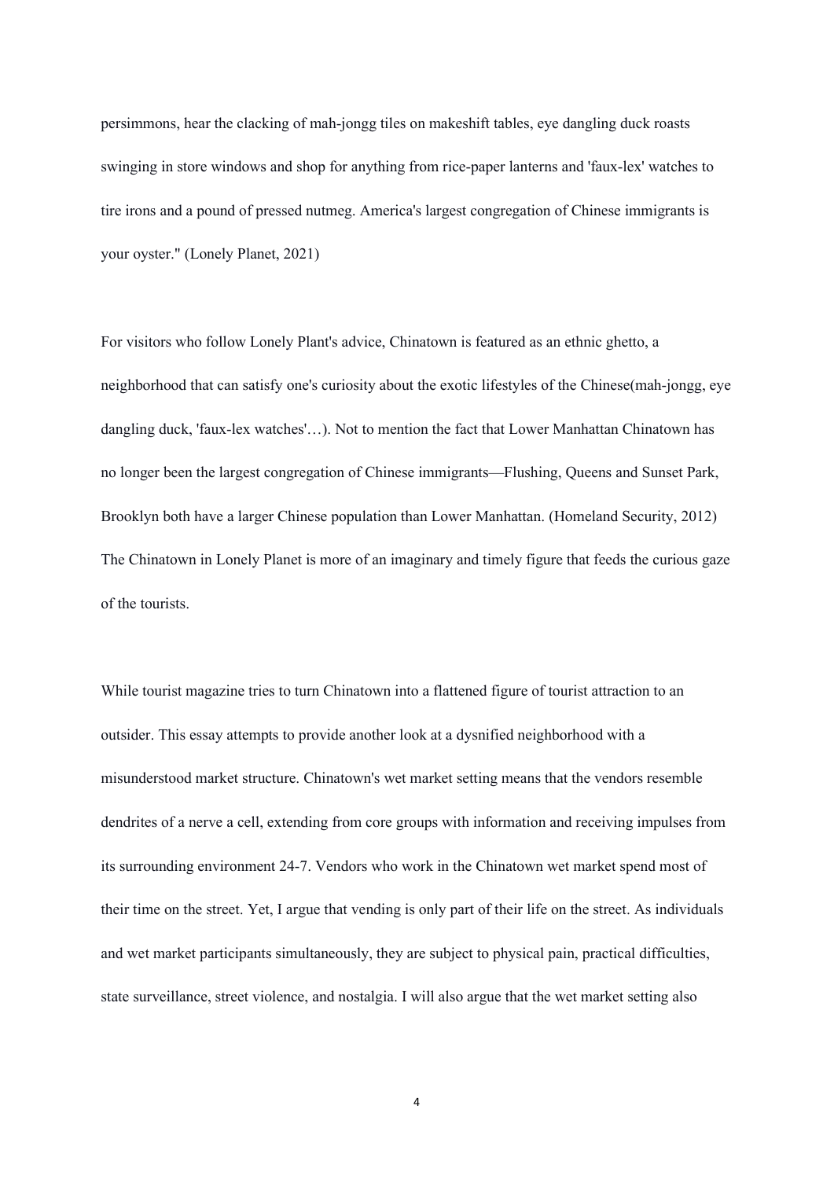persimmons, hear the clacking of mah-jongg tiles on makeshift tables, eye dangling duck roasts swinging in store windows and shop for anything from rice-paper lanterns and 'faux-lex' watches to tire irons and a pound of pressed nutmeg. America's largest congregation of Chinese immigrants is your oyster." (Lonely Planet, 2021)

For visitors who follow Lonely Plant's advice, Chinatown is featured as an ethnic ghetto, a neighborhood that can satisfy one's curiosity about the exotic lifestyles of the Chinese(mah-jongg, eye dangling duck, 'faux-lex watches'…). Not to mention the fact that Lower Manhattan Chinatown has no longer been the largest congregation of Chinese immigrants—Flushing, Queens and Sunset Park, Brooklyn both have a larger Chinese population than Lower Manhattan. (Homeland Security, 2012) The Chinatown in Lonely Planet is more of an imaginary and timely figure that feeds the curious gaze of the tourists.

While tourist magazine tries to turn Chinatown into a flattened figure of tourist attraction to an outsider. This essay attempts to provide another look at a dysnified neighborhood with a misunderstood market structure. Chinatown's wet market setting means that the vendors resemble dendrites of a nerve a cell, extending from core groups with information and receiving impulses from its surrounding environment 24-7. Vendors who work in the Chinatown wet market spend most of their time on the street. Yet, I argue that vending is only part of their life on the street. As individuals and wet market participants simultaneously, they are subject to physical pain, practical difficulties, state surveillance, street violence, and nostalgia. I will also argue that the wet market setting also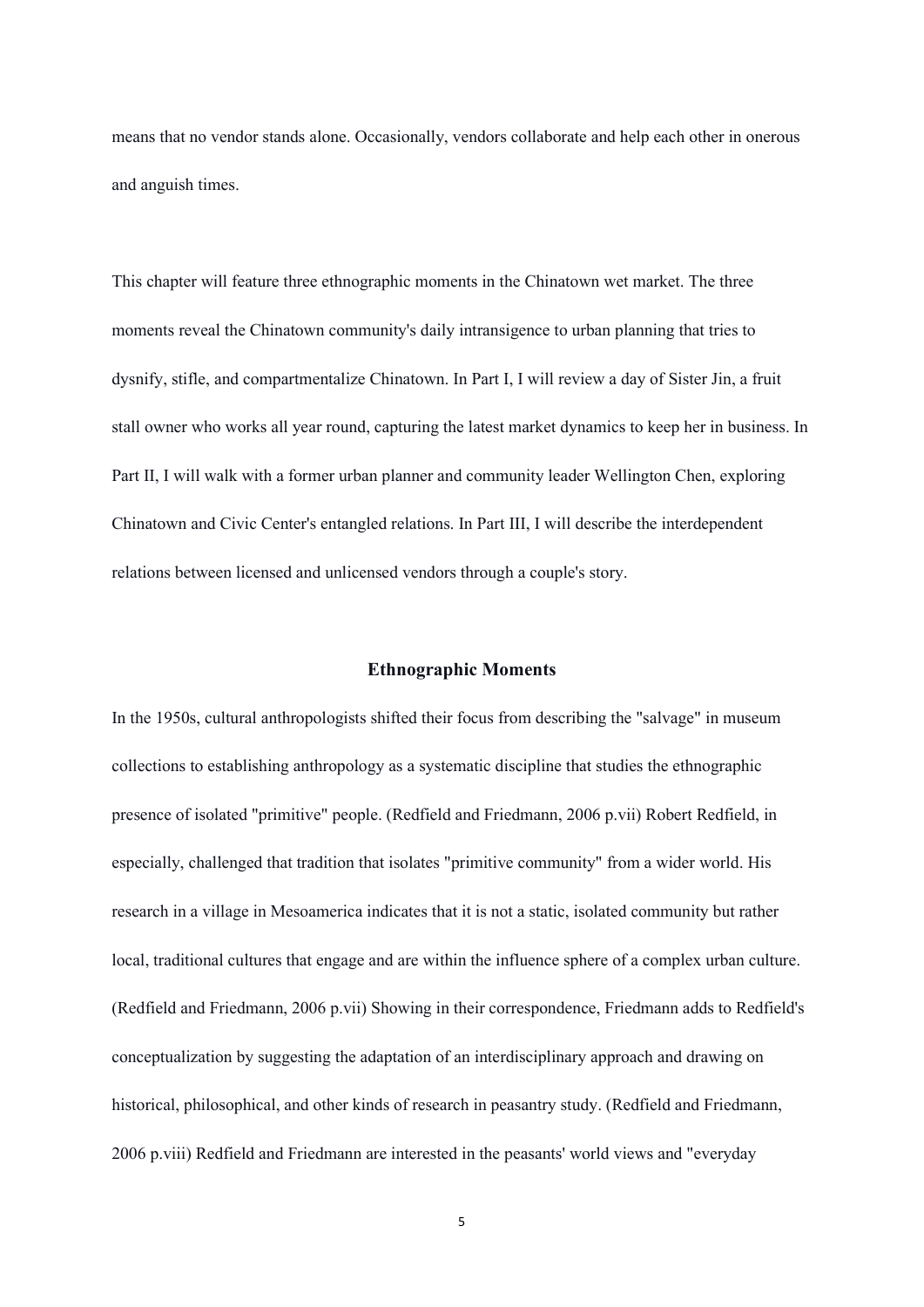means that no vendor stands alone. Occasionally, vendors collaborate and help each other in onerous and anguish times.

This chapter will feature three ethnographic moments in the Chinatown wet market. The three moments reveal the Chinatown community's daily intransigence to urban planning that tries to dysnify, stifle, and compartmentalize Chinatown. In Part I, I will review a day of Sister Jin, a fruit stall owner who works all year round, capturing the latest market dynamics to keep her in business. In Part II, I will walk with a former urban planner and community leader Wellington Chen, exploring Chinatown and Civic Center's entangled relations. In Part III, I will describe the interdependent relations between licensed and unlicensed vendors through a couple's story.

## Ethnographic Moments

In the 1950s, cultural anthropologists shifted their focus from describing the "salvage" in museum collections to establishing anthropology as a systematic discipline that studies the ethnographic presence of isolated "primitive" people. (Redfield and Friedmann, 2006 p.vii) Robert Redfield, in especially, challenged that tradition that isolates "primitive community" from a wider world. His research in a village in Mesoamerica indicates that it is not a static, isolated community but rather local, traditional cultures that engage and are within the influence sphere of a complex urban culture. (Redfield and Friedmann, 2006 p.vii) Showing in their correspondence, Friedmann adds to Redfield's conceptualization by suggesting the adaptation of an interdisciplinary approach and drawing on historical, philosophical, and other kinds of research in peasantry study. (Redfield and Friedmann, 2006 p.viii) Redfield and Friedmann are interested in the peasants' world views and "everyday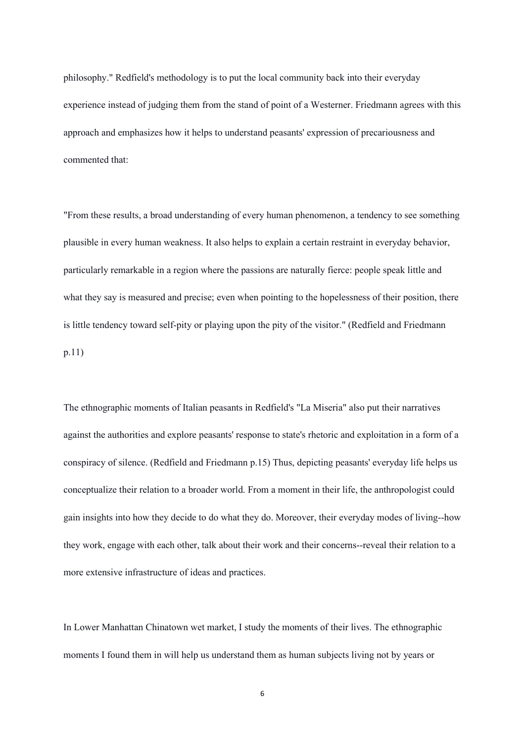philosophy." Redfield's methodology is to put the local community back into their everyday experience instead of judging them from the stand of point of a Westerner. Friedmann agrees with this approach and emphasizes how it helps to understand peasants' expression of precariousness and commented that:

"From these results, a broad understanding of every human phenomenon, a tendency to see something plausible in every human weakness. It also helps to explain a certain restraint in everyday behavior, particularly remarkable in a region where the passions are naturally fierce: people speak little and what they say is measured and precise; even when pointing to the hopelessness of their position, there is little tendency toward self-pity or playing upon the pity of the visitor." (Redfield and Friedmann p.11)

The ethnographic moments of Italian peasants in Redfield's "La Miseria" also put their narratives against the authorities and explore peasants' response to state's rhetoric and exploitation in a form of a conspiracy of silence. (Redfield and Friedmann p.15) Thus, depicting peasants' everyday life helps us conceptualize their relation to a broader world. From a moment in their life, the anthropologist could gain insights into how they decide to do what they do. Moreover, their everyday modes of living--how they work, engage with each other, talk about their work and their concerns--reveal their relation to a more extensive infrastructure of ideas and practices.

In Lower Manhattan Chinatown wet market, I study the moments of their lives. The ethnographic moments I found them in will help us understand them as human subjects living not by years or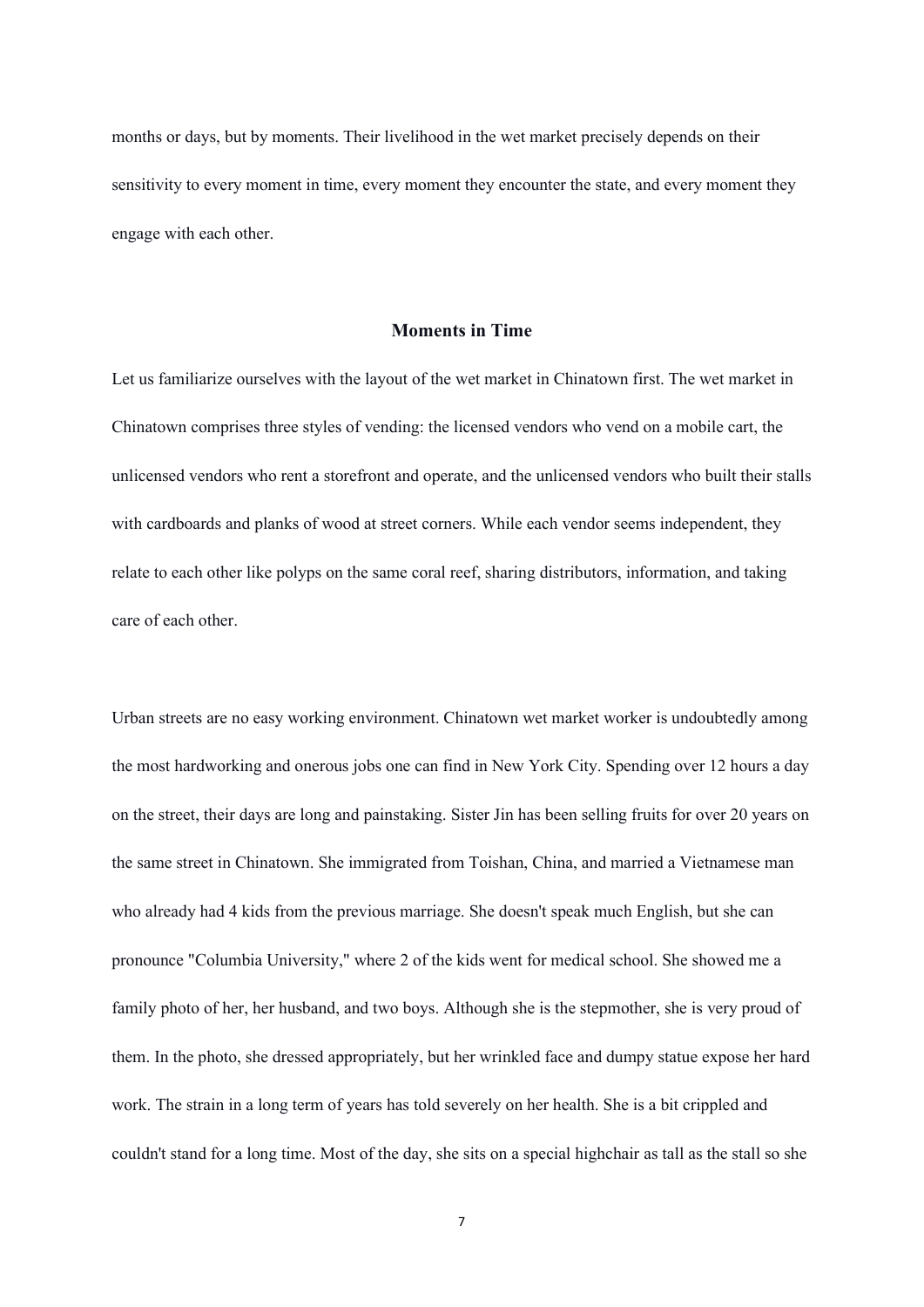months or days, but by moments. Their livelihood in the wet market precisely depends on their sensitivity to every moment in time, every moment they encounter the state, and every moment they engage with each other.

## Moments in Time

Let us familiarize ourselves with the layout of the wet market in Chinatown first. The wet market in Chinatown comprises three styles of vending: the licensed vendors who vend on a mobile cart, the unlicensed vendors who rent a storefront and operate, and the unlicensed vendors who built their stalls with cardboards and planks of wood at street corners. While each vendor seems independent, they relate to each other like polyps on the same coral reef, sharing distributors, information, and taking care of each other.

Urban streets are no easy working environment. Chinatown wet market worker is undoubtedly among the most hardworking and onerous jobs one can find in New York City. Spending over 12 hours a day on the street, their days are long and painstaking. Sister Jin has been selling fruits for over 20 years on the same street in Chinatown. She immigrated from Toishan, China, and married a Vietnamese man who already had 4 kids from the previous marriage. She doesn't speak much English, but she can pronounce "Columbia University," where 2 of the kids went for medical school. She showed me a family photo of her, her husband, and two boys. Although she is the stepmother, she is very proud of them. In the photo, she dressed appropriately, but her wrinkled face and dumpy statue expose her hard work. The strain in a long term of years has told severely on her health. She is a bit crippled and couldn't stand for a long time. Most of the day, she sits on a special highchair as tall as the stall so she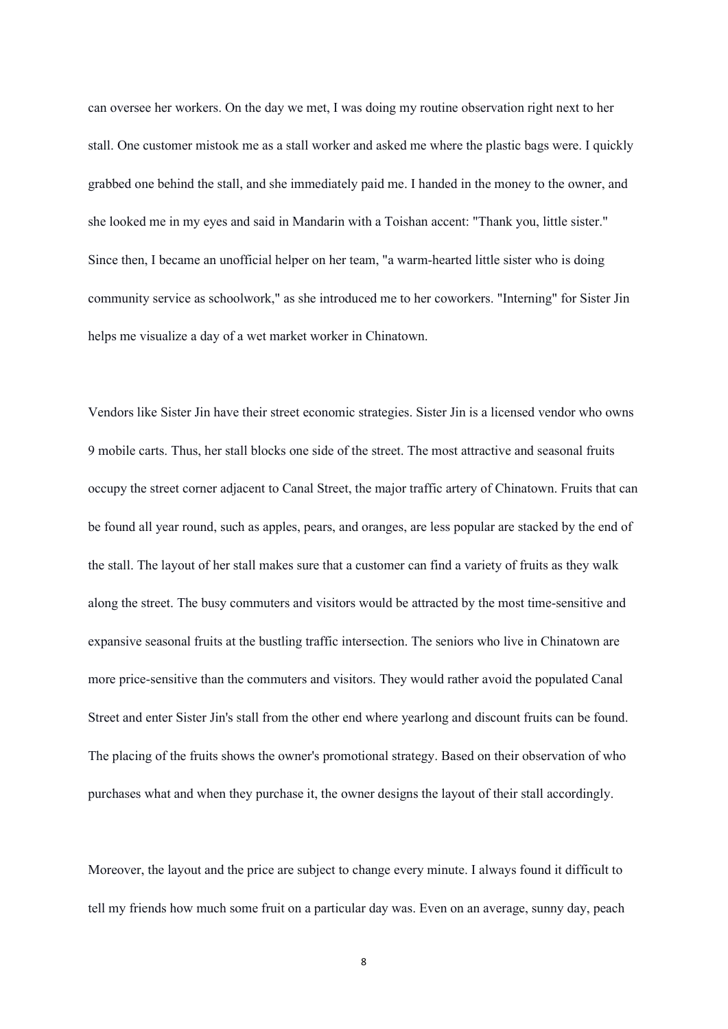can oversee her workers. On the day we met, I was doing my routine observation right next to her stall. One customer mistook me as a stall worker and asked me where the plastic bags were. I quickly grabbed one behind the stall, and she immediately paid me. I handed in the money to the owner, and she looked me in my eyes and said in Mandarin with a Toishan accent: "Thank you, little sister." Since then, I became an unofficial helper on her team, "a warm-hearted little sister who is doing community service as schoolwork," as she introduced me to her coworkers. "Interning" for Sister Jin helps me visualize a day of a wet market worker in Chinatown.

Vendors like Sister Jin have their street economic strategies. Sister Jin is a licensed vendor who owns 9 mobile carts. Thus, her stall blocks one side of the street. The most attractive and seasonal fruits occupy the street corner adjacent to Canal Street, the major traffic artery of Chinatown. Fruits that can be found all year round, such as apples, pears, and oranges, are less popular are stacked by the end of the stall. The layout of her stall makes sure that a customer can find a variety of fruits as they walk along the street. The busy commuters and visitors would be attracted by the most time-sensitive and expansive seasonal fruits at the bustling traffic intersection. The seniors who live in Chinatown are more price-sensitive than the commuters and visitors. They would rather avoid the populated Canal Street and enter Sister Jin's stall from the other end where yearlong and discount fruits can be found. The placing of the fruits shows the owner's promotional strategy. Based on their observation of who purchases what and when they purchase it, the owner designs the layout of their stall accordingly.

Moreover, the layout and the price are subject to change every minute. I always found it difficult to tell my friends how much some fruit on a particular day was. Even on an average, sunny day, peach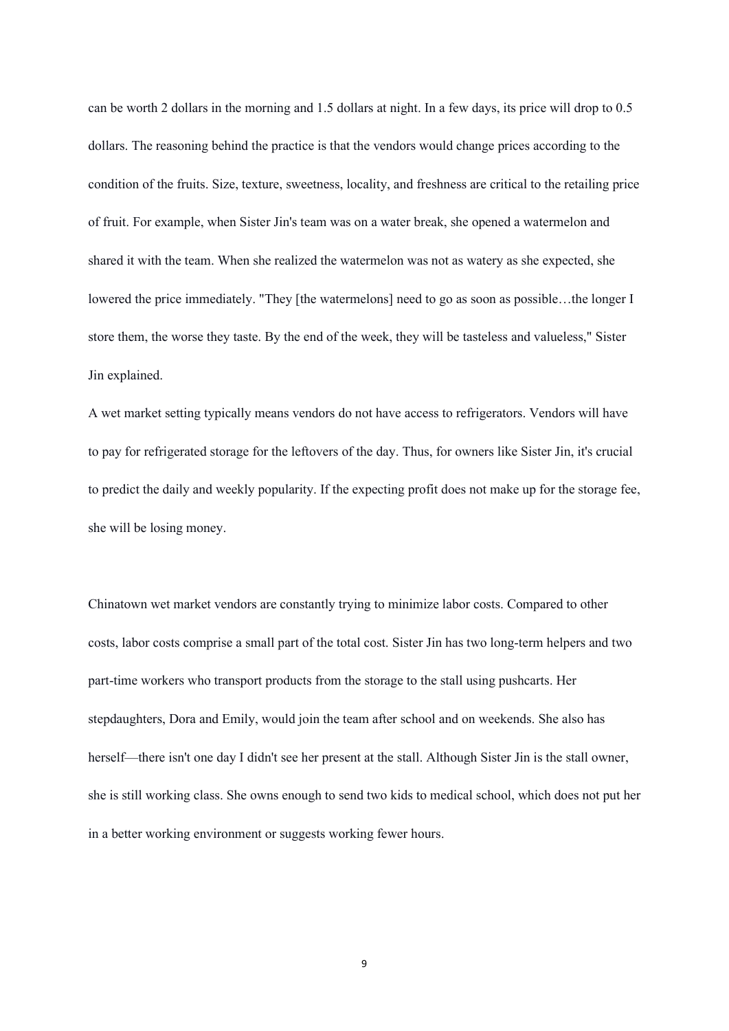can be worth 2 dollars in the morning and 1.5 dollars at night. In a few days, its price will drop to 0.5 dollars. The reasoning behind the practice is that the vendors would change prices according to the condition of the fruits. Size, texture, sweetness, locality, and freshness are critical to the retailing price of fruit. For example, when Sister Jin's team was on a water break, she opened a watermelon and shared it with the team. When she realized the watermelon was not as watery as she expected, she lowered the price immediately. "They [the watermelons] need to go as soon as possible…the longer I store them, the worse they taste. By the end of the week, they will be tasteless and valueless," Sister Jin explained.

A wet market setting typically means vendors do not have access to refrigerators. Vendors will have to pay for refrigerated storage for the leftovers of the day. Thus, for owners like Sister Jin, it's crucial to predict the daily and weekly popularity. If the expecting profit does not make up for the storage fee, she will be losing money.

Chinatown wet market vendors are constantly trying to minimize labor costs. Compared to other costs, labor costs comprise a small part of the total cost. Sister Jin has two long-term helpers and two part-time workers who transport products from the storage to the stall using pushcarts. Her stepdaughters, Dora and Emily, would join the team after school and on weekends. She also has herself—there isn't one day I didn't see her present at the stall. Although Sister Jin is the stall owner, she is still working class. She owns enough to send two kids to medical school, which does not put her in a better working environment or suggests working fewer hours.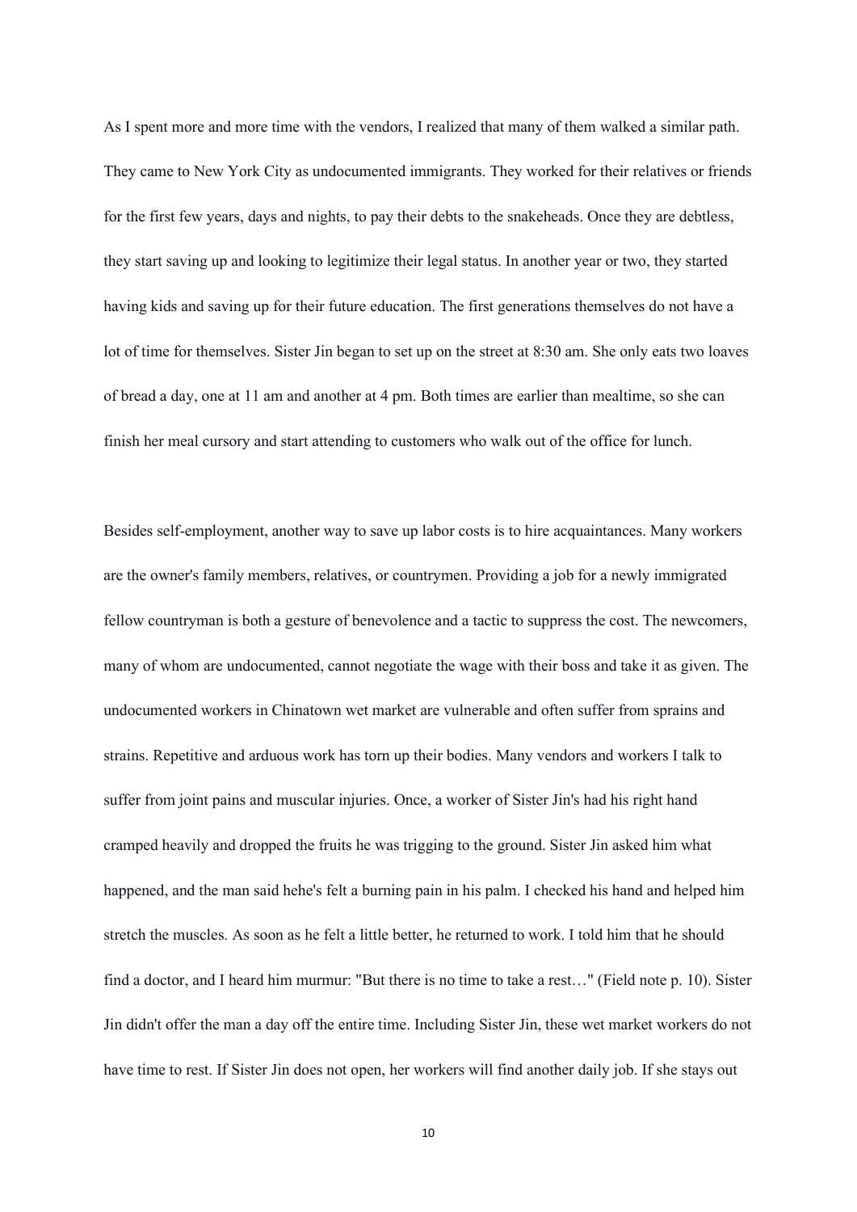As I spent more and more time with the vendors, I realized that many of them walked a similar path. They came to New York City as undocumented immigrants. They worked for their relatives or friends for the first few years, days and nights, to pay their debts to the snakeheads. Once they are debtless, they start saving up and looking to legitimize their legal status. In another year or two, they started having kids and saving up for their future education. The first generations themselves do not have a lot of time for themselves. Sister Jin began to set up on the street at 8:30 am. She only eats two loaves of bread a day, one at 11 am and another at 4 pm. Both times are earlier than mealtime, so she can finish her meal cursory and start attending to customers who walk out of the office for lunch.

Besides self-employment, another way to save up labor costs is to hire acquaintances. Many workers are the owner's family members, relatives, or countrymen. Providing a job for a newly immigrated fellow countryman is both a gesture of benevolence and a tactic to suppress the cost. The newcomers, many of whom are undocumented, cannot negotiate the wage with their boss and take it as given. The undocumented workers in Chinatown wet market are vulnerable and often suffer from sprains and strains. Repetitive and arduous work has torn up their bodies. Many vendors and workers I talk to suffer from joint pains and muscular injuries. Once, a worker of Sister Jin's had his right hand cramped heavily and dropped the fruits he was trigging to the ground. Sister Jin asked him what happened, and the man said hehe's felt a burning pain in his palm. I checked his hand and helped him stretch the muscles. As soon as he felt a little better, he returned to work. I told him that he should find a doctor, and I heard him murmur: "But there is no time to take a rest…" (Field note p. 10). Sister Jin didn't offer the man a day off the entire time. Including Sister Jin, these wet market workers do not have time to rest. If Sister Jin does not open, her workers will find another daily job. If she stays out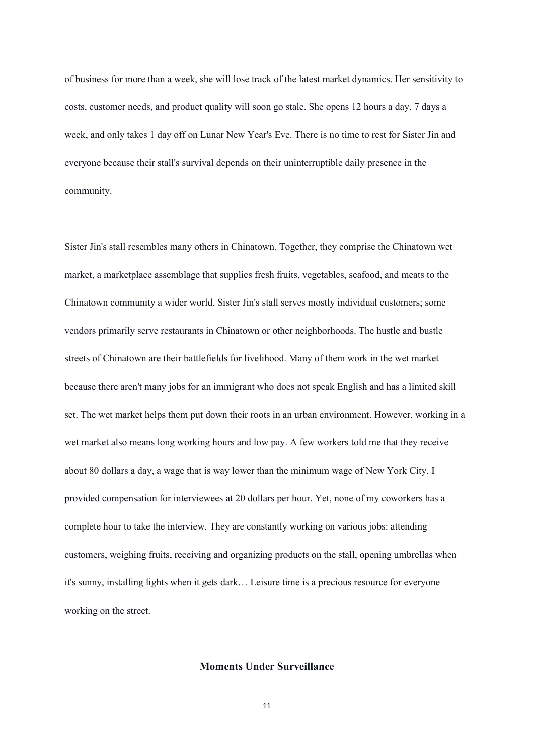of business for more than a week, she will lose track of the latest market dynamics. Her sensitivity to costs, customer needs, and product quality will soon go stale. She opens 12 hours a day, 7 days a week, and only takes 1 day off on Lunar New Year's Eve. There is no time to rest for Sister Jin and everyone because their stall's survival depends on their uninterruptible daily presence in the community.

Sister Jin's stall resembles many others in Chinatown. Together, they comprise the Chinatown wet market, a marketplace assemblage that supplies fresh fruits, vegetables, seafood, and meats to the Chinatown community a wider world. Sister Jin's stall serves mostly individual customers; some vendors primarily serve restaurants in Chinatown or other neighborhoods. The hustle and bustle streets of Chinatown are their battlefields for livelihood. Many of them work in the wet market because there aren't many jobs for an immigrant who does not speak English and has a limited skill set. The wet market helps them put down their roots in an urban environment. However, working in a wet market also means long working hours and low pay. A few workers told me that they receive about 80 dollars a day, a wage that is way lower than the minimum wage of New York City. I provided compensation for interviewees at 20 dollars per hour. Yet, none of my coworkers has a complete hour to take the interview. They are constantly working on various jobs: attending customers, weighing fruits, receiving and organizing products on the stall, opening umbrellas when it's sunny, installing lights when it gets dark… Leisure time is a precious resource for everyone working on the street.

## Moments Under Surveillance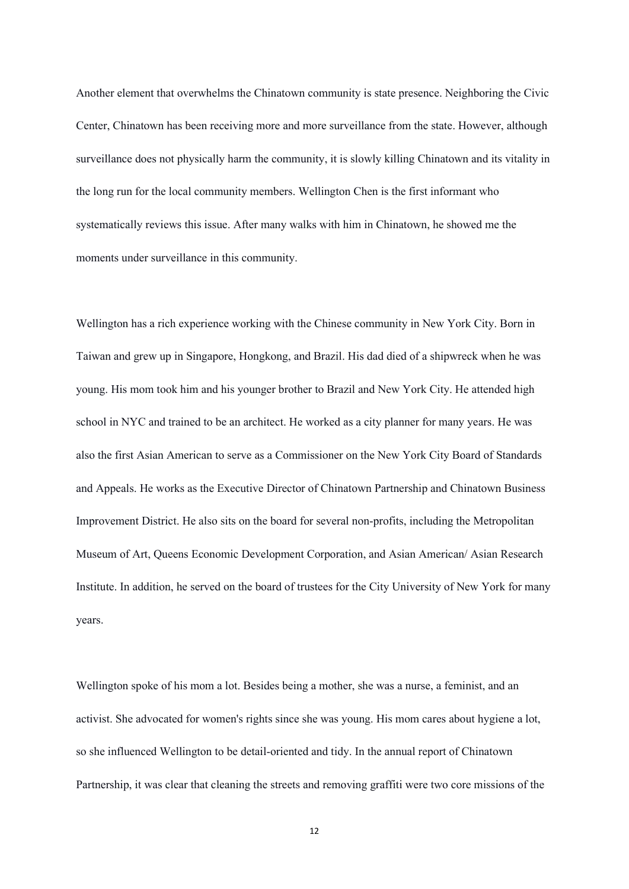Another element that overwhelms the Chinatown community is state presence. Neighboring the Civic Center, Chinatown has been receiving more and more surveillance from the state. However, although surveillance does not physically harm the community, it is slowly killing Chinatown and its vitality in the long run for the local community members. Wellington Chen is the first informant who systematically reviews this issue. After many walks with him in Chinatown, he showed me the moments under surveillance in this community.

Wellington has a rich experience working with the Chinese community in New York City. Born in Taiwan and grew up in Singapore, Hongkong, and Brazil. His dad died of a shipwreck when he was young. His mom took him and his younger brother to Brazil and New York City. He attended high school in NYC and trained to be an architect. He worked as a city planner for many years. He was also the first Asian American to serve as a Commissioner on the New York City Board of Standards and Appeals. He works as the Executive Director of Chinatown Partnership and Chinatown Business Improvement District. He also sits on the board for several non-profits, including the Metropolitan Museum of Art, Queens Economic Development Corporation, and Asian American/ Asian Research Institute. In addition, he served on the board of trustees for the City University of New York for many years.

Wellington spoke of his mom a lot. Besides being a mother, she was a nurse, a feminist, and an activist. She advocated for women's rights since she was young. His mom cares about hygiene a lot, so she influenced Wellington to be detail-oriented and tidy. In the annual report of Chinatown Partnership, it was clear that cleaning the streets and removing graffiti were two core missions of the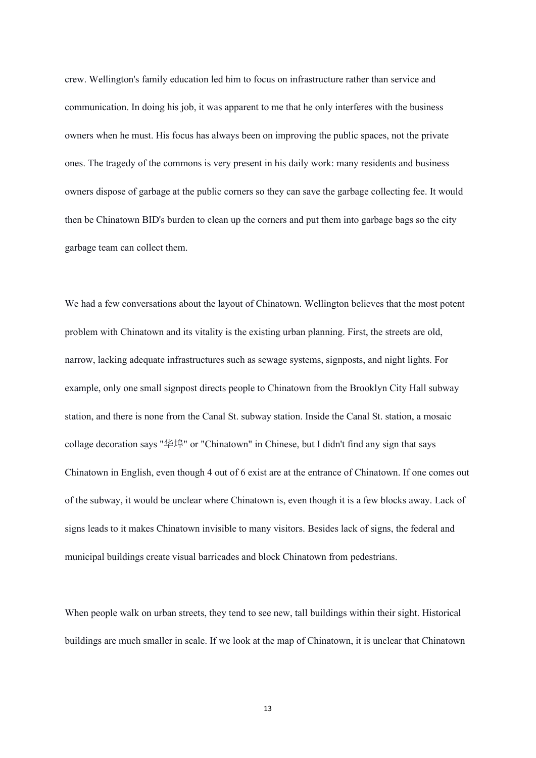crew. Wellington's family education led him to focus on infrastructure rather than service and communication. In doing his job, it was apparent to me that he only interferes with the business owners when he must. His focus has always been on improving the public spaces, not the private ones. The tragedy of the commons is very present in his daily work: many residents and business owners dispose of garbage at the public corners so they can save the garbage collecting fee. It would then be Chinatown BID's burden to clean up the corners and put them into garbage bags so the city garbage team can collect them.

We had a few conversations about the layout of Chinatown. Wellington believes that the most potent problem with Chinatown and its vitality is the existing urban planning. First, the streets are old, narrow, lacking adequate infrastructures such as sewage systems, signposts, and night lights. For example, only one small signpost directs people to Chinatown from the Brooklyn City Hall subway station, and there is none from the Canal St. subway station. Inside the Canal St. station, a mosaic collage decoration says "华埠" or "Chinatown" in Chinese, but I didn't find any sign that says Chinatown in English, even though 4 out of 6 exist are at the entrance of Chinatown. If one comes out of the subway, it would be unclear where Chinatown is, even though it is a few blocks away. Lack of signs leads to it makes Chinatown invisible to many visitors. Besides lack of signs, the federal and municipal buildings create visual barricades and block Chinatown from pedestrians.

When people walk on urban streets, they tend to see new, tall buildings within their sight. Historical buildings are much smaller in scale. If we look at the map of Chinatown, it is unclear that Chinatown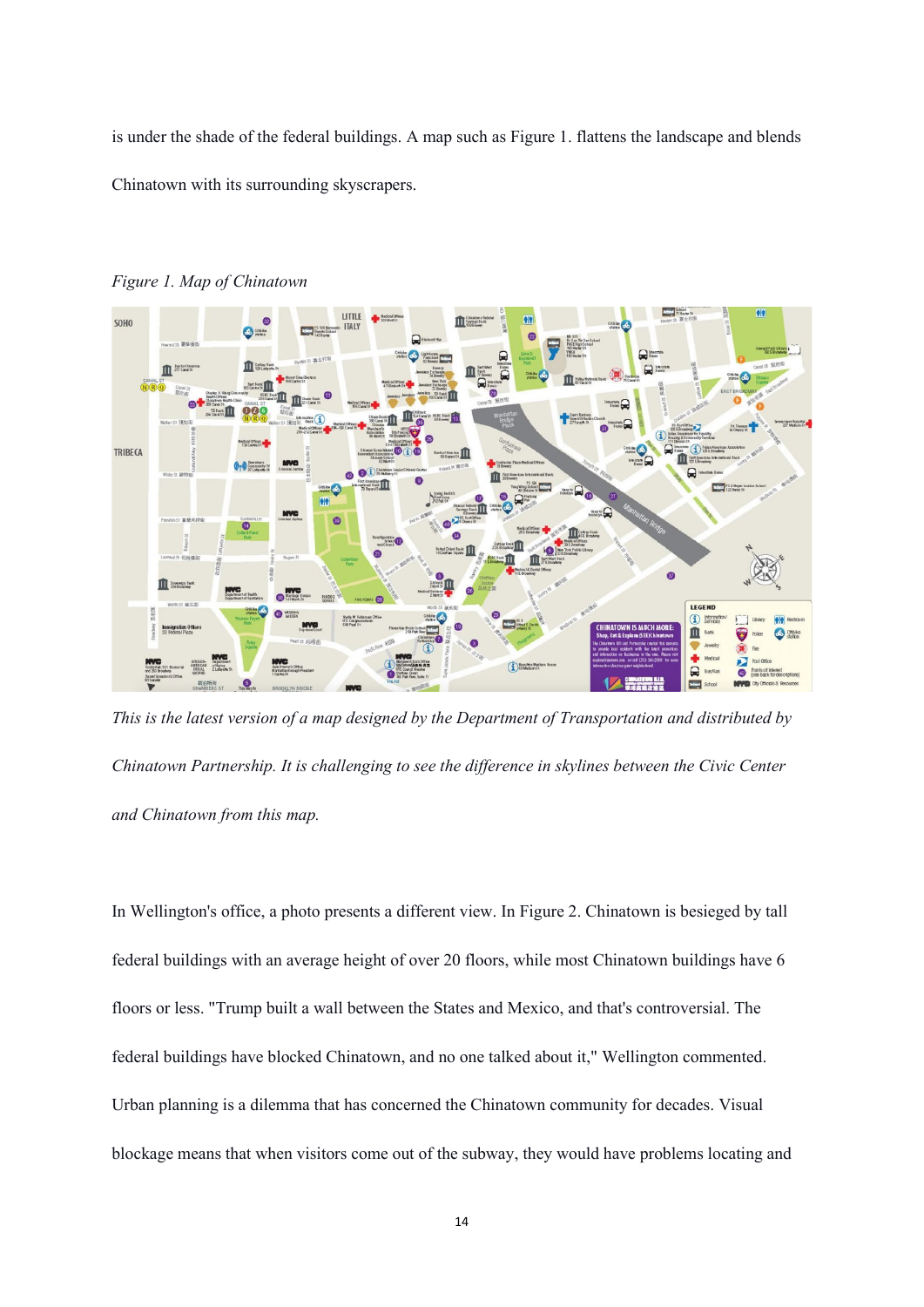is under the shade of the federal buildings. A map such as Figure 1. flattens the landscape and blends Chinatown with its surrounding skyscrapers.

*Figure 1. Map of Chinatown*

*This is the latest version of a map designed by the Department of Transportation and distributed by Chinatown Partnership. It is challenging to see the difference in skylines between the Civic Center and Chinatown from this map.*

In Wellington's office, a photo presents a different view. In Figure 2. Chinatown is besieged by tall federal buildings with an average height of over 20 floors, while most Chinatown buildings have 6 floors or less. "Trump built a wall between the States and Mexico, and that's controversial. The federal buildings have blocked Chinatown, and no one talked about it," Wellington commented. Urban planning is a dilemma that has concerned the Chinatown community for decades. Visual blockage means that when visitors come out of the subway, they would have problems locating and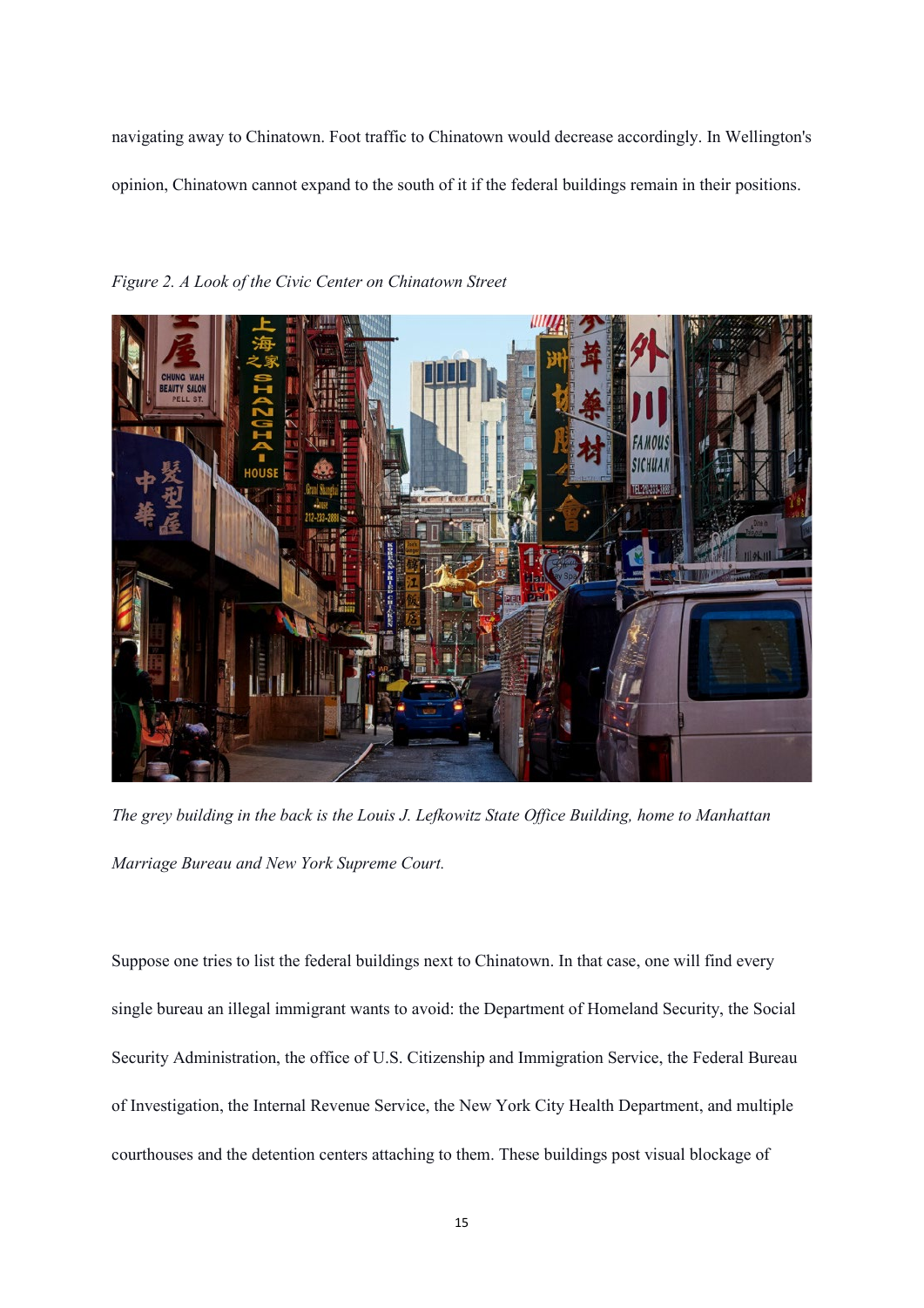navigating away to Chinatown. Foot traffic to Chinatown would decrease accordingly. In Wellington's opinion, Chinatown cannot expand to the south of it if the federal buildings remain in their positions.

*Figure 2. A Look of the Civic Center on Chinatown Street*

*The grey building in the back is the Louis J. Lefkowitz State Office Building, home to Manhattan Marriage Bureau and New York Supreme Court.*

Suppose one tries to list the federal buildings next to Chinatown. In that case, one will find every single bureau an illegal immigrant wants to avoid: the Department of Homeland Security, the Social Security Administration, the office of U.S. Citizenship and Immigration Service, the Federal Bureau of Investigation, the Internal Revenue Service, the New York City Health Department, and multiple courthouses and the detention centers attaching to them. These buildings post visual blockage of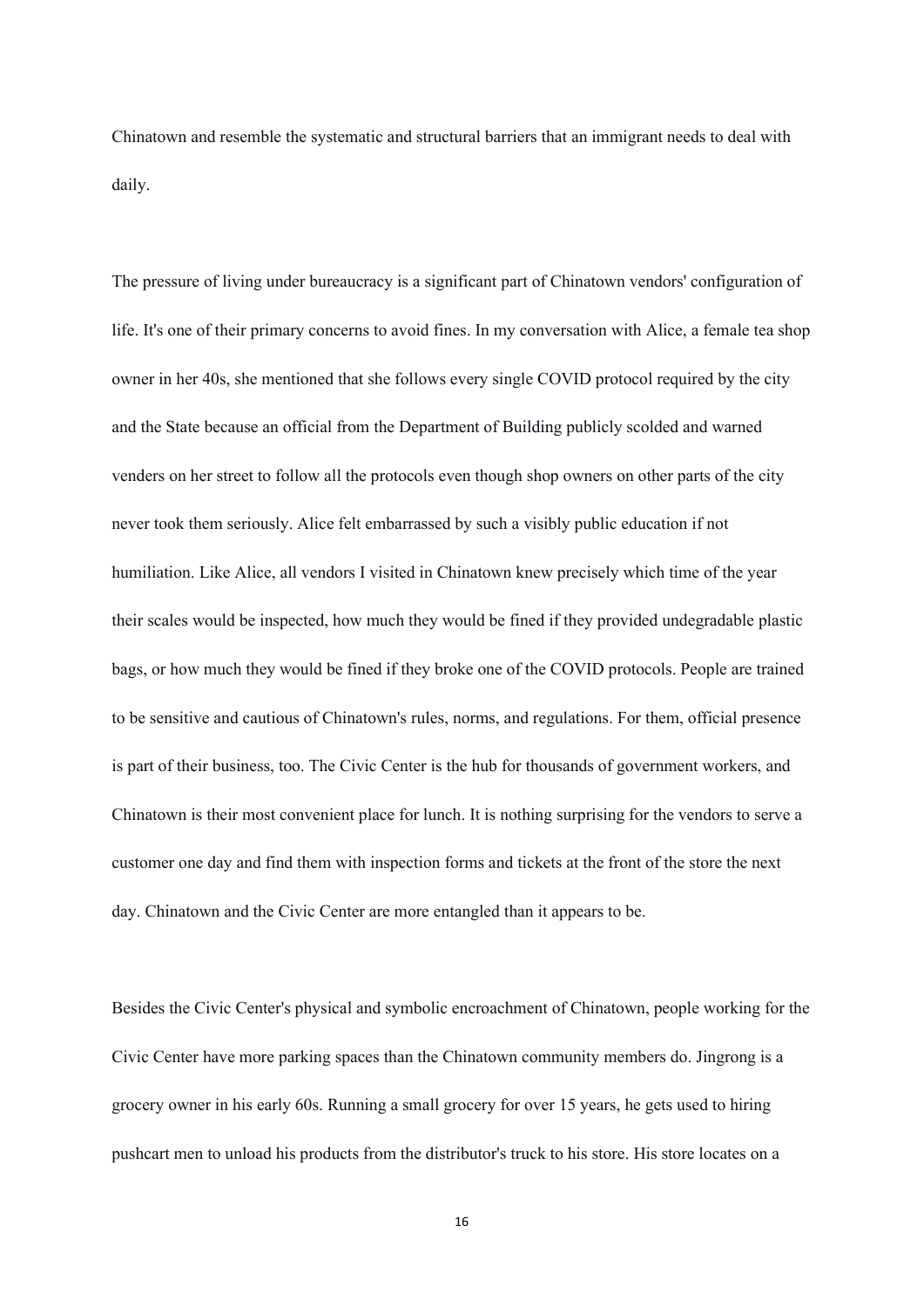Chinatown and resemble the systematic and structural barriers that an immigrant needs to deal with daily.

The pressure of living under bureaucracy is a significant part of Chinatown vendors' configuration of life. It's one of their primary concerns to avoid fines. In my conversation with Alice, a female tea shop owner in her 40s, she mentioned that she follows every single COVID protocol required by the city and the State because an official from the Department of Building publicly scolded and warned venders on her street to follow all the protocols even though shop owners on other parts of the city never took them seriously. Alice felt embarrassed by such a visibly public education if not humiliation. Like Alice, all vendors I visited in Chinatown knew precisely which time of the year their scales would be inspected, how much they would be fined if they provided undegradable plastic bags, or how much they would be fined if they broke one of the COVID protocols. People are trained to be sensitive and cautious of Chinatown's rules, norms, and regulations. For them, official presence is part of their business, too. The Civic Center is the hub for thousands of government workers, and Chinatown is their most convenient place for lunch. It is nothing surprising for the vendors to serve a customer one day and find them with inspection forms and tickets at the front of the store the next day. Chinatown and the Civic Center are more entangled than it appears to be.

Besides the Civic Center's physical and symbolic encroachment of Chinatown, people working for the Civic Center have more parking spaces than the Chinatown community members do. Jingrong is a grocery owner in his early 60s. Running a small grocery for over 15 years, he gets used to hiring pushcart men to unload his products from the distributor's truck to his store. His store locates on a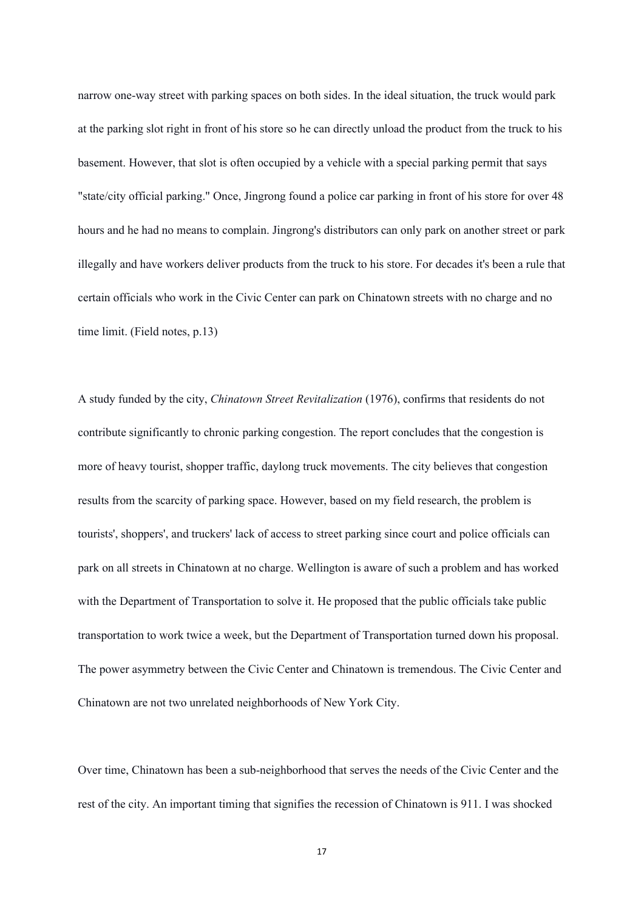narrow one-way street with parking spaces on both sides. In the ideal situation, the truck would park at the parking slot right in front of his store so he can directly unload the product from the truck to his basement. However, that slot is often occupied by a vehicle with a special parking permit that says "state/city official parking." Once, Jingrong found a police car parking in front of his store for over 48 hours and he had no means to complain. Jingrong's distributors can only park on another street or park illegally and have workers deliver products from the truck to his store. For decades it's been a rule that certain officials who work in the Civic Center can park on Chinatown streets with no charge and no time limit. (Field notes, p.13)

A study funded by the city, *Chinatown Street Revitalization* (1976), confirms that residents do not contribute significantly to chronic parking congestion. The report concludes that the congestion is more of heavy tourist, shopper traffic, daylong truck movements. The city believes that congestion results from the scarcity of parking space. However, based on my field research, the problem is tourists', shoppers', and truckers' lack of access to street parking since court and police officials can park on all streets in Chinatown at no charge. Wellington is aware of such a problem and has worked with the Department of Transportation to solve it. He proposed that the public officials take public transportation to work twice a week, but the Department of Transportation turned down his proposal. The power asymmetry between the Civic Center and Chinatown is tremendous. The Civic Center and Chinatown are not two unrelated neighborhoods of New York City.

Over time, Chinatown has been a sub-neighborhood that serves the needs of the Civic Center and the rest of the city. An important timing that signifies the recession of Chinatown is 911. I was shocked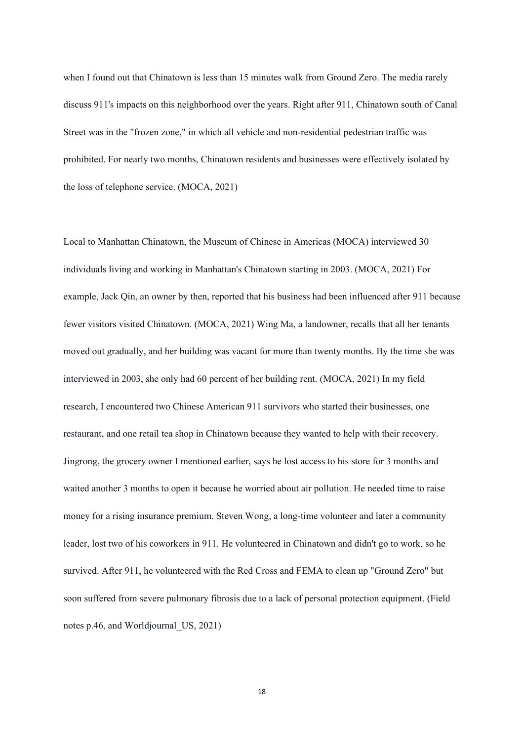when I found out that Chinatown is less than 15 minutes walk from Ground Zero. The media rarely discuss 911's impacts on this neighborhood over the years. Right after 911, Chinatown south of Canal Street was in the "frozen zone," in which all vehicle and non-residential pedestrian traffic was prohibited. For nearly two months, Chinatown residents and businesses were effectively isolated by the loss of telephone service. (MOCA, 2021)

Local to Manhattan Chinatown, the Museum of Chinese in Americas (MOCA) interviewed 30 individuals living and working in Manhattan's Chinatown starting in 2003. (MOCA, 2021) For example, Jack Qin, an owner by then, reported that his business had been influenced after 911 because fewer visitors visited Chinatown. (MOCA, 2021) Wing Ma, a landowner, recalls that all her tenants moved out gradually, and her building was vacant for more than twenty months. By the time she was interviewed in 2003, she only had 60 percent of her building rent. (MOCA, 2021) In my field research, I encountered two Chinese American 911 survivors who started their businesses, one restaurant, and one retail tea shop in Chinatown because they wanted to help with their recovery. Jingrong, the grocery owner I mentioned earlier, says he lost access to his store for 3 months and waited another 3 months to open it because he worried about air pollution. He needed time to raise money for a rising insurance premium. Steven Wong, a long-time volunteer and later a community leader, lost two of his coworkers in 911. He volunteered in Chinatown and didn't go to work, so he survived. After 911, he volunteered with the Red Cross and FEMA to clean up "Ground Zero" but soon suffered from severe pulmonary fibrosis due to a lack of personal protection equipment. (Field notes p.46, and Worldjournal_US, 2021)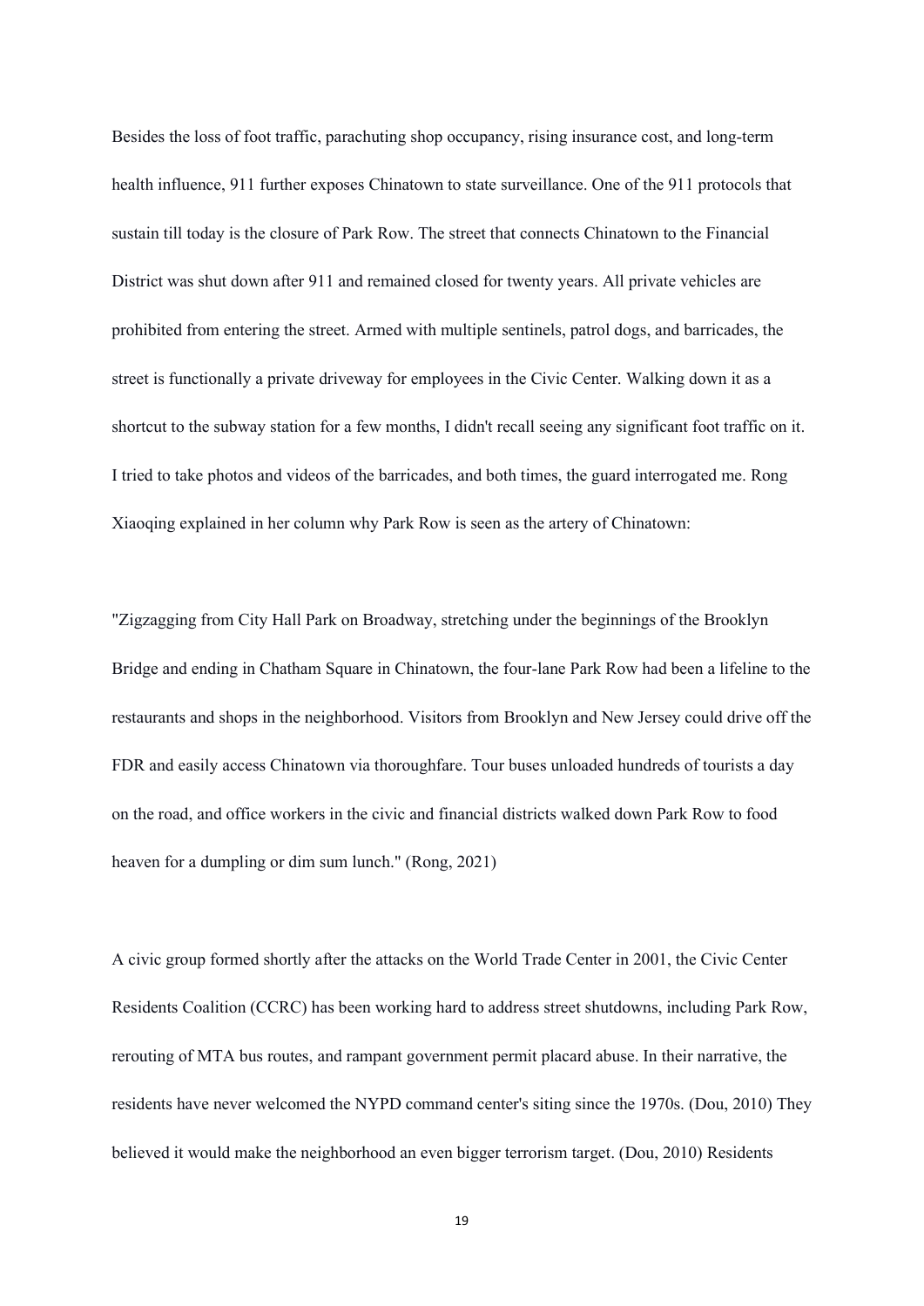Besides the loss of foot traffic, parachuting shop occupancy, rising insurance cost, and long-term health influence, 911 further exposes Chinatown to state surveillance. One of the 911 protocols that sustain till today is the closure of Park Row. The street that connects Chinatown to the Financial District was shut down after 911 and remained closed for twenty years. All private vehicles are prohibited from entering the street. Armed with multiple sentinels, patrol dogs, and barricades, the street is functionally a private driveway for employees in the Civic Center. Walking down it as a shortcut to the subway station for a few months, I didn't recall seeing any significant foot traffic on it. I tried to take photos and videos of the barricades, and both times, the guard interrogated me. Rong Xiaoqing explained in her column why Park Row is seen as the artery of Chinatown:

"Zigzagging from City Hall Park on Broadway, stretching under the beginnings of the Brooklyn Bridge and ending in Chatham Square in Chinatown, the four-lane Park Row had been a lifeline to the restaurants and shops in the neighborhood. Visitors from Brooklyn and New Jersey could drive off the FDR and easily access Chinatown via thoroughfare. Tour buses unloaded hundreds of tourists a day on the road, and office workers in the civic and financial districts walked down Park Row to food heaven for a dumpling or dim sum lunch." (Rong, 2021)

A civic group formed shortly after the attacks on the World Trade Center in 2001, the Civic Center Residents Coalition (CCRC) has been working hard to address street shutdowns, including Park Row, rerouting of MTA bus routes, and rampant government permit placard abuse. In their narrative, the residents have never welcomed the NYPD command center's siting since the 1970s. (Dou, 2010) They believed it would make the neighborhood an even bigger terrorism target. (Dou, 2010) Residents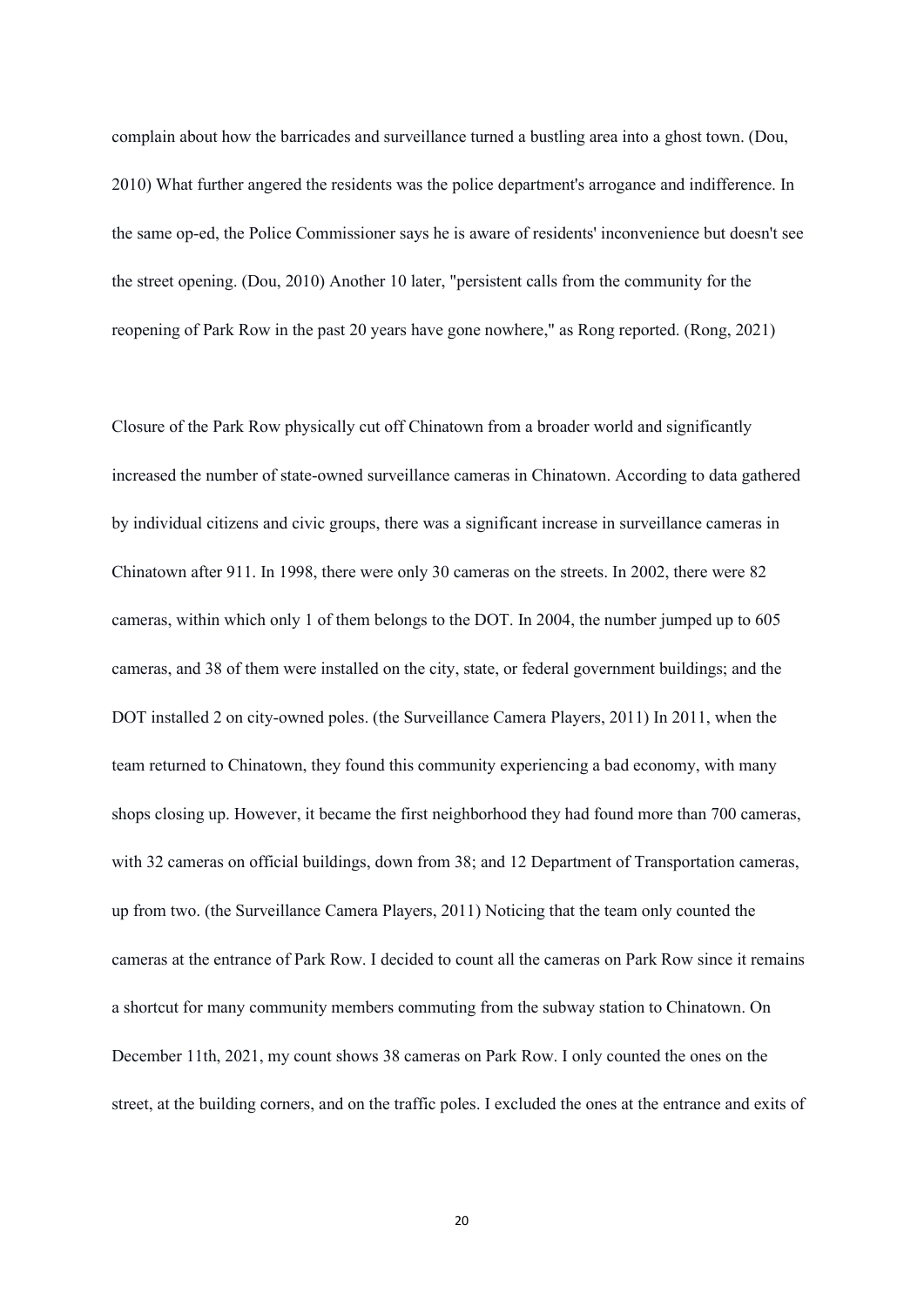complain about how the barricades and surveillance turned a bustling area into a ghost town. (Dou, 2010) What further angered the residents was the police department's arrogance and indifference. In the same op-ed, the Police Commissioner says he is aware of residents' inconvenience but doesn't see the street opening. (Dou, 2010) Another 10 later, "persistent calls from the community for the reopening of Park Row in the past 20 years have gone nowhere," as Rong reported. (Rong, 2021)

Closure of the Park Row physically cut off Chinatown from a broader world and significantly increased the number of state-owned surveillance cameras in Chinatown. According to data gathered by individual citizens and civic groups, there was a significant increase in surveillance cameras in Chinatown after 911. In 1998, there were only 30 cameras on the streets. In 2002, there were 82 cameras, within which only 1 of them belongs to the DOT. In 2004, the number jumped up to 605 cameras, and 38 of them were installed on the city, state, or federal government buildings; and the DOT installed 2 on city-owned poles. (the Surveillance Camera Players, 2011) In 2011, when the team returned to Chinatown, they found this community experiencing a bad economy, with many shops closing up. However, it became the first neighborhood they had found more than 700 cameras, with 32 cameras on official buildings, down from 38; and 12 Department of Transportation cameras, up from two. (the Surveillance Camera Players, 2011) Noticing that the team only counted the cameras at the entrance of Park Row. I decided to count all the cameras on Park Row since it remains a shortcut for many community members commuting from the subway station to Chinatown. On December 11th, 2021, my count shows 38 cameras on Park Row. I only counted the ones on the street, at the building corners, and on the traffic poles. I excluded the ones at the entrance and exits of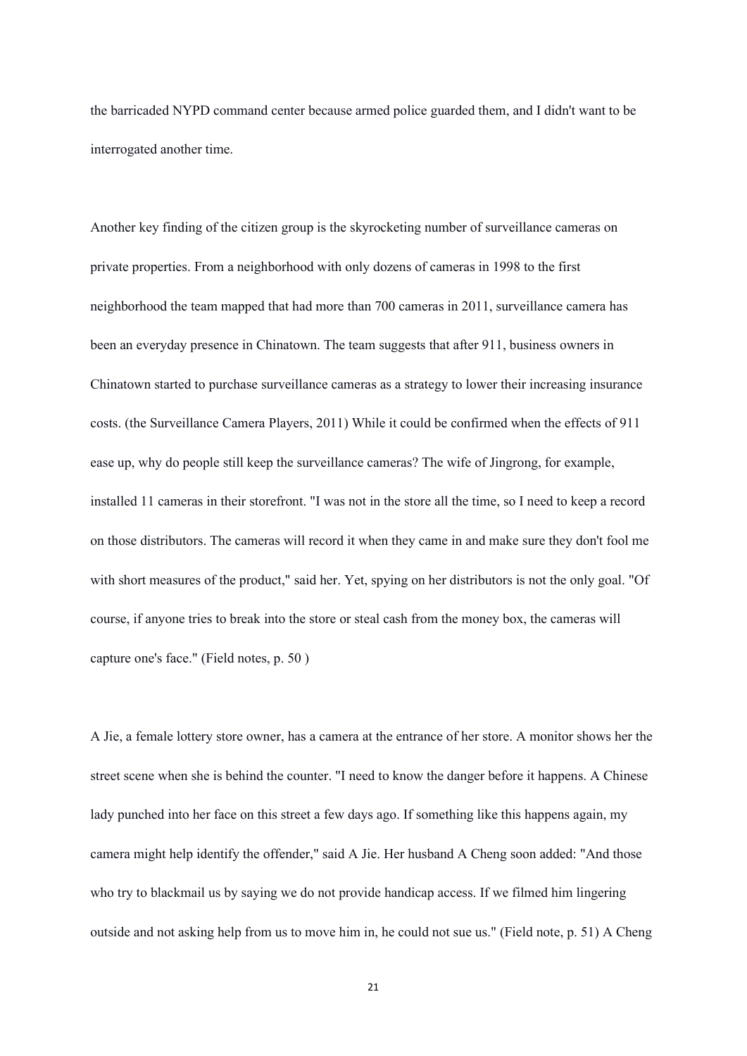the barricaded NYPD command center because armed police guarded them, and I didn't want to be interrogated another time.

Another key finding of the citizen group is the skyrocketing number of surveillance cameras on private properties. From a neighborhood with only dozens of cameras in 1998 to the first neighborhood the team mapped that had more than 700 cameras in 2011, surveillance camera has been an everyday presence in Chinatown. The team suggests that after 911, business owners in Chinatown started to purchase surveillance cameras as a strategy to lower their increasing insurance costs. (the Surveillance Camera Players, 2011) While it could be confirmed when the effects of 911 ease up, why do people still keep the surveillance cameras? The wife of Jingrong, for example, installed 11 cameras in their storefront. "I was not in the store all the time, so I need to keep a record on those distributors. The cameras will record it when they came in and make sure they don't fool me with short measures of the product," said her. Yet, spying on her distributors is not the only goal. "Of course, if anyone tries to break into the store or steal cash from the money box, the cameras will capture one's face." (Field notes, p. 50 )

A Jie, a female lottery store owner, has a camera at the entrance of her store. A monitor shows her the street scene when she is behind the counter. "I need to know the danger before it happens. A Chinese lady punched into her face on this street a few days ago. If something like this happens again, my camera might help identify the offender," said A Jie. Her husband A Cheng soon added: "And those who try to blackmail us by saying we do not provide handicap access. If we filmed him lingering outside and not asking help from us to move him in, he could not sue us." (Field note, p. 51) A Cheng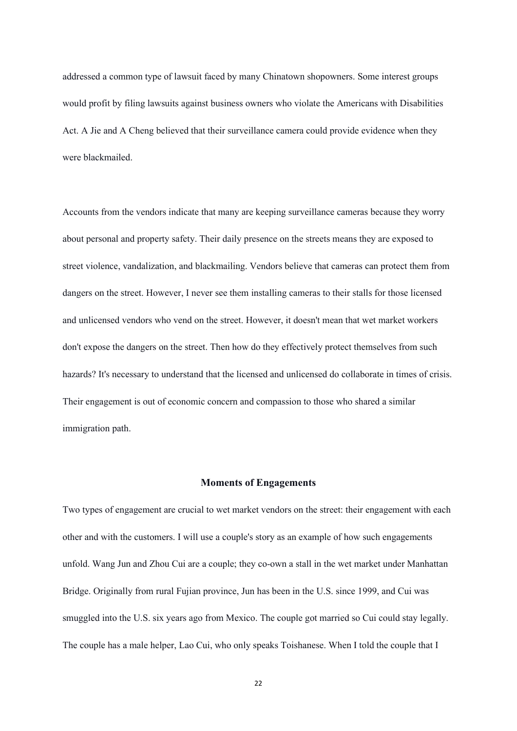addressed a common type of lawsuit faced by many Chinatown shopowners. Some interest groups would profit by filing lawsuits against business owners who violate the Americans with Disabilities Act. A Jie and A Cheng believed that their surveillance camera could provide evidence when they were blackmailed.

Accounts from the vendors indicate that many are keeping surveillance cameras because they worry about personal and property safety. Their daily presence on the streets means they are exposed to street violence, vandalization, and blackmailing. Vendors believe that cameras can protect them from dangers on the street. However, I never see them installing cameras to their stalls for those licensed and unlicensed vendors who vend on the street. However, it doesn't mean that wet market workers don't expose the dangers on the street. Then how do they effectively protect themselves from such hazards? It's necessary to understand that the licensed and unlicensed do collaborate in times of crisis. Their engagement is out of economic concern and compassion to those who shared a similar immigration path.

## Moments of Engagements

Two types of engagement are crucial to wet market vendors on the street: their engagement with each other and with the customers. I will use a couple's story as an example of how such engagements unfold. Wang Jun and Zhou Cui are a couple; they co-own a stall in the wet market under Manhattan Bridge. Originally from rural Fujian province, Jun has been in the U.S. since 1999, and Cui was smuggled into the U.S. six years ago from Mexico. The couple got married so Cui could stay legally. The couple has a male helper, Lao Cui, who only speaks Toishanese. When I told the couple that I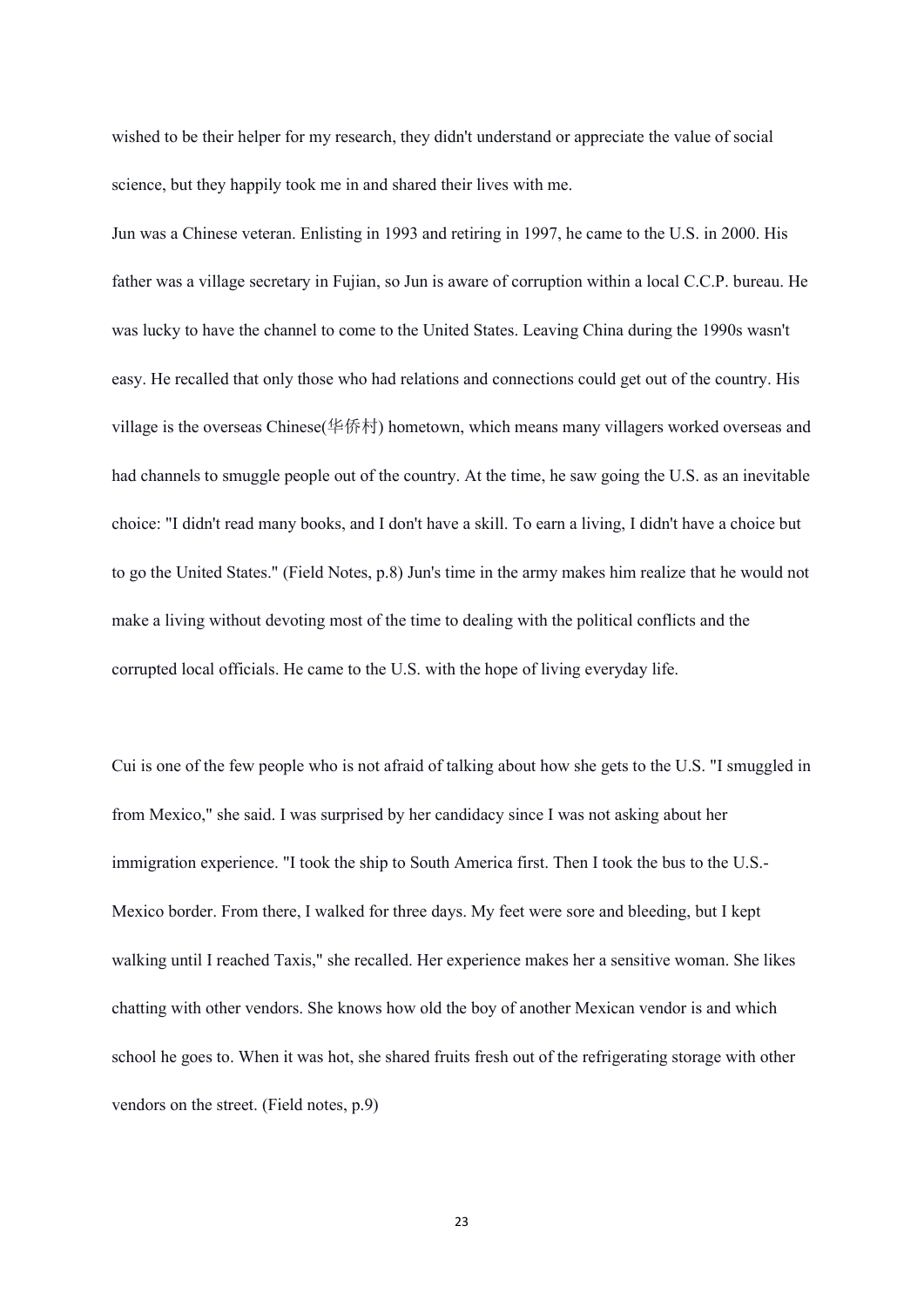wished to be their helper for my research, they didn't understand or appreciate the value of social science, but they happily took me in and shared their lives with me.

Jun was a Chinese veteran. Enlisting in 1993 and retiring in 1997, he came to the U.S. in 2000. His father was a village secretary in Fujian, so Jun is aware of corruption within a local C.C.P. bureau. He was lucky to have the channel to come to the United States. Leaving China during the 1990s wasn't easy. He recalled that only those who had relations and connections could get out of the country. His village is the overseas Chinese(华侨村) hometown, which means many villagers worked overseas and had channels to smuggle people out of the country. At the time, he saw going the U.S. as an inevitable choice: "I didn't read many books, and I don't have a skill. To earn a living, I didn't have a choice but to go the United States." (Field Notes, p.8) Jun's time in the army makes him realize that he would not make a living without devoting most of the time to dealing with the political conflicts and the corrupted local officials. He came to the U.S. with the hope of living everyday life.

Cui is one of the few people who is not afraid of talking about how she gets to the U.S. "I smuggled in from Mexico," she said. I was surprised by her candidacy since I was not asking about her immigration experience. "I took the ship to South America first. Then I took the bus to the U.S.-Mexico border. From there, I walked for three days. My feet were sore and bleeding, but I kept walking until I reached Taxis," she recalled. Her experience makes her a sensitive woman. She likes chatting with other vendors. She knows how old the boy of another Mexican vendor is and which school he goes to. When it was hot, she shared fruits fresh out of the refrigerating storage with other vendors on the street. (Field notes, p.9)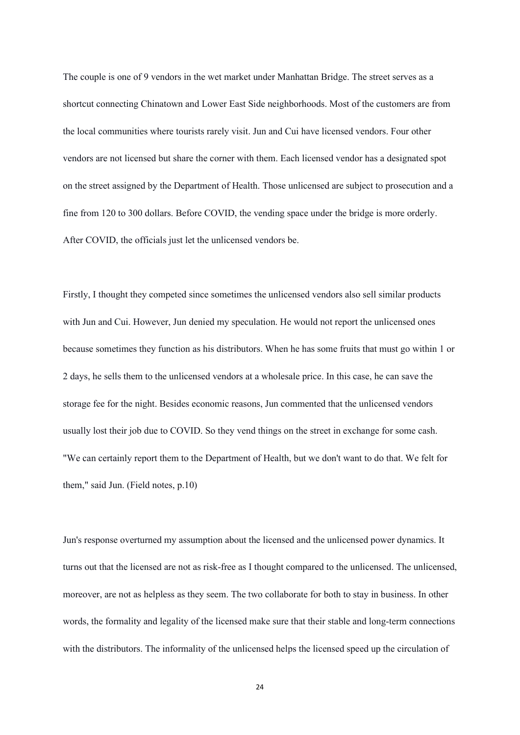The couple is one of 9 vendors in the wet market under Manhattan Bridge. The street serves as a shortcut connecting Chinatown and Lower East Side neighborhoods. Most of the customers are from the local communities where tourists rarely visit. Jun and Cui have licensed vendors. Four other vendors are not licensed but share the corner with them. Each licensed vendor has a designated spot on the street assigned by the Department of Health. Those unlicensed are subject to prosecution and a fine from 120 to 300 dollars. Before COVID, the vending space under the bridge is more orderly. After COVID, the officials just let the unlicensed vendors be.

Firstly, I thought they competed since sometimes the unlicensed vendors also sell similar products with Jun and Cui. However, Jun denied my speculation. He would not report the unlicensed ones because sometimes they function as his distributors. When he has some fruits that must go within 1 or 2 days, he sells them to the unlicensed vendors at a wholesale price. In this case, he can save the storage fee for the night. Besides economic reasons, Jun commented that the unlicensed vendors usually lost their job due to COVID. So they vend things on the street in exchange for some cash. "We can certainly report them to the Department of Health, but we don't want to do that. We felt for them," said Jun. (Field notes, p.10)

Jun's response overturned my assumption about the licensed and the unlicensed power dynamics. It turns out that the licensed are not as risk-free as I thought compared to the unlicensed. The unlicensed, moreover, are not as helpless as they seem. The two collaborate for both to stay in business. In other words, the formality and legality of the licensed make sure that their stable and long-term connections with the distributors. The informality of the unlicensed helps the licensed speed up the circulation of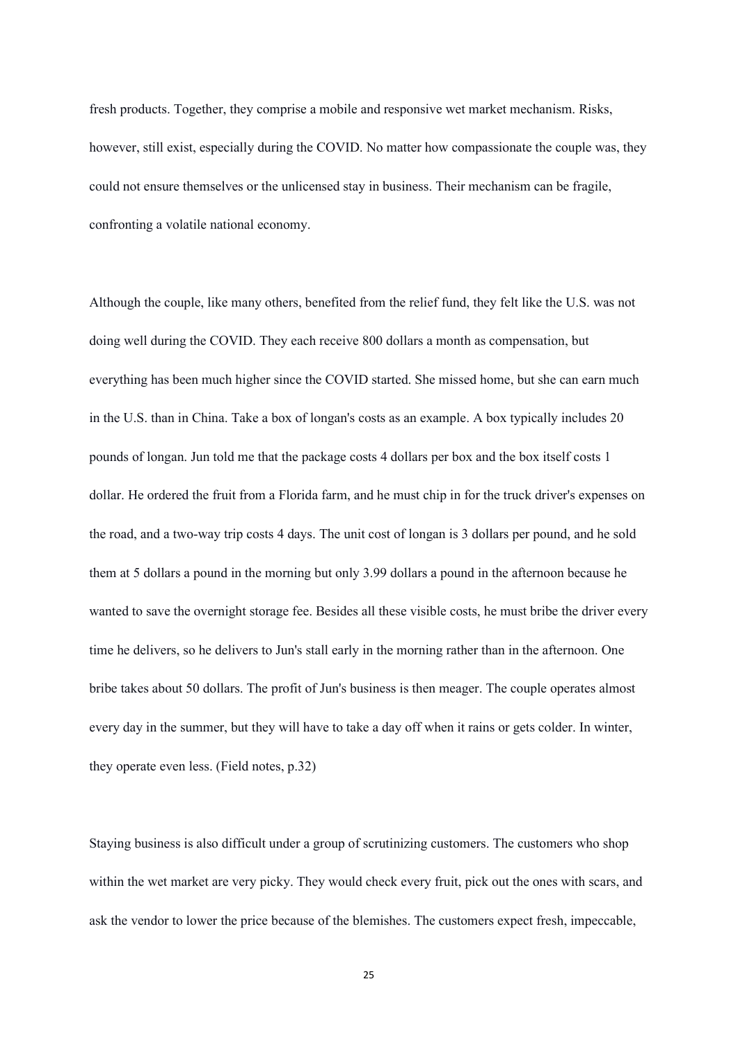fresh products. Together, they comprise a mobile and responsive wet market mechanism. Risks, however, still exist, especially during the COVID. No matter how compassionate the couple was, they could not ensure themselves or the unlicensed stay in business. Their mechanism can be fragile, confronting a volatile national economy.

Although the couple, like many others, benefited from the relief fund, they felt like the U.S. was not doing well during the COVID. They each receive 800 dollars a month as compensation, but everything has been much higher since the COVID started. She missed home, but she can earn much in the U.S. than in China. Take a box of longan's costs as an example. A box typically includes 20 pounds of longan. Jun told me that the package costs 4 dollars per box and the box itself costs 1 dollar. He ordered the fruit from a Florida farm, and he must chip in for the truck driver's expenses on the road, and a two-way trip costs 4 days. The unit cost of longan is 3 dollars per pound, and he sold them at 5 dollars a pound in the morning but only 3.99 dollars a pound in the afternoon because he wanted to save the overnight storage fee. Besides all these visible costs, he must bribe the driver every time he delivers, so he delivers to Jun's stall early in the morning rather than in the afternoon. One bribe takes about 50 dollars. The profit of Jun's business is then meager. The couple operates almost every day in the summer, but they will have to take a day off when it rains or gets colder. In winter, they operate even less. (Field notes, p.32)

Staying business is also difficult under a group of scrutinizing customers. The customers who shop within the wet market are very picky. They would check every fruit, pick out the ones with scars, and ask the vendor to lower the price because of the blemishes. The customers expect fresh, impeccable,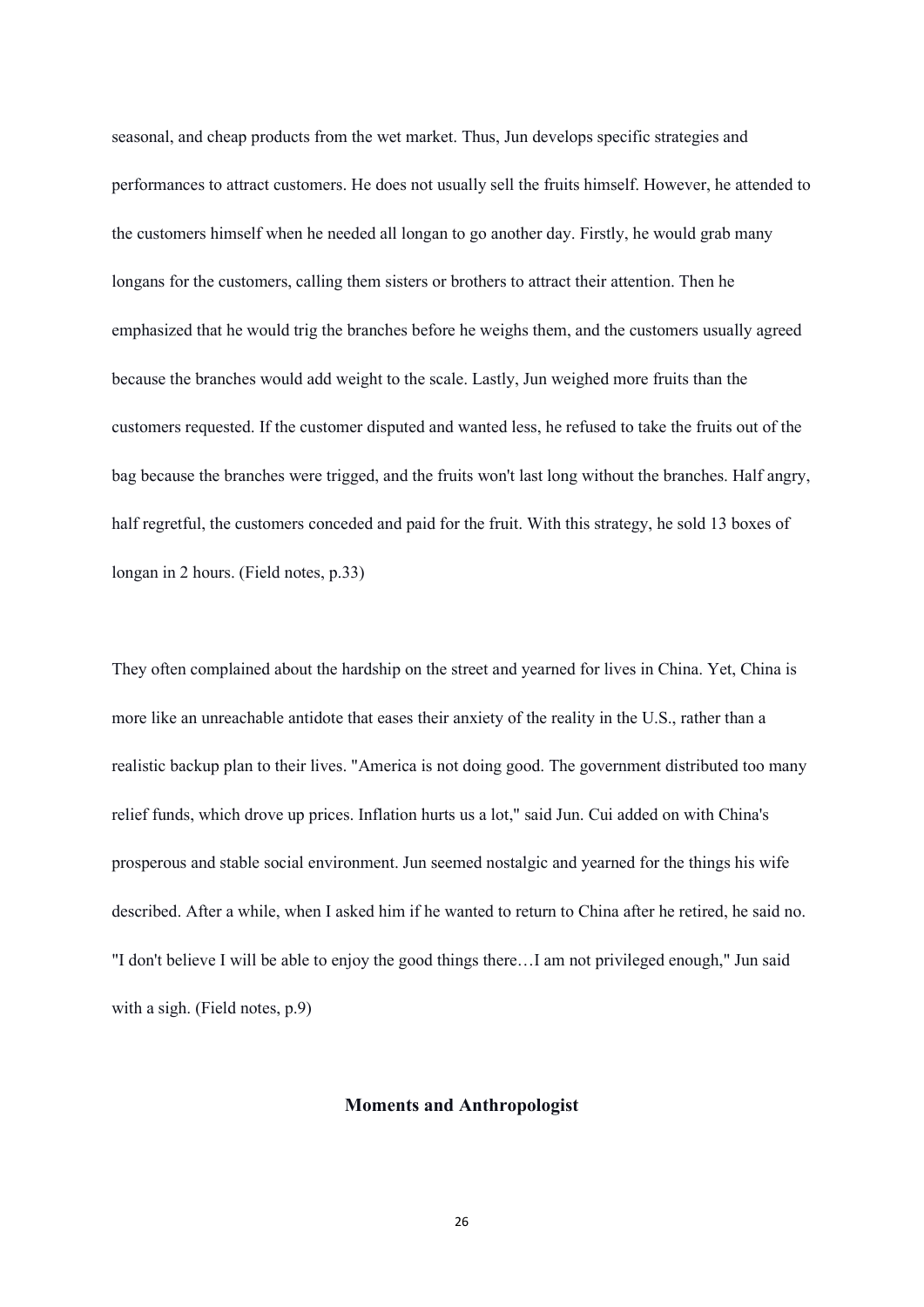seasonal, and cheap products from the wet market. Thus, Jun develops specific strategies and performances to attract customers. He does not usually sell the fruits himself. However, he attended to the customers himself when he needed all longan to go another day. Firstly, he would grab many longans for the customers, calling them sisters or brothers to attract their attention. Then he emphasized that he would trig the branches before he weighs them, and the customers usually agreed because the branches would add weight to the scale. Lastly, Jun weighed more fruits than the customers requested. If the customer disputed and wanted less, he refused to take the fruits out of the bag because the branches were trigged, and the fruits won't last long without the branches. Half angry, half regretful, the customers conceded and paid for the fruit. With this strategy, he sold 13 boxes of longan in 2 hours. (Field notes, p.33)

They often complained about the hardship on the street and yearned for lives in China. Yet, China is more like an unreachable antidote that eases their anxiety of the reality in the U.S., rather than a realistic backup plan to their lives. "America is not doing good. The government distributed too many relief funds, which drove up prices. Inflation hurts us a lot," said Jun. Cui added on with China's prosperous and stable social environment. Jun seemed nostalgic and yearned for the things his wife described. After a while, when I asked him if he wanted to return to China after he retired, he said no. "I don't believe I will be able to enjoy the good things there…I am not privileged enough," Jun said with a sigh. (Field notes, p.9)

## Moments and Anthropologist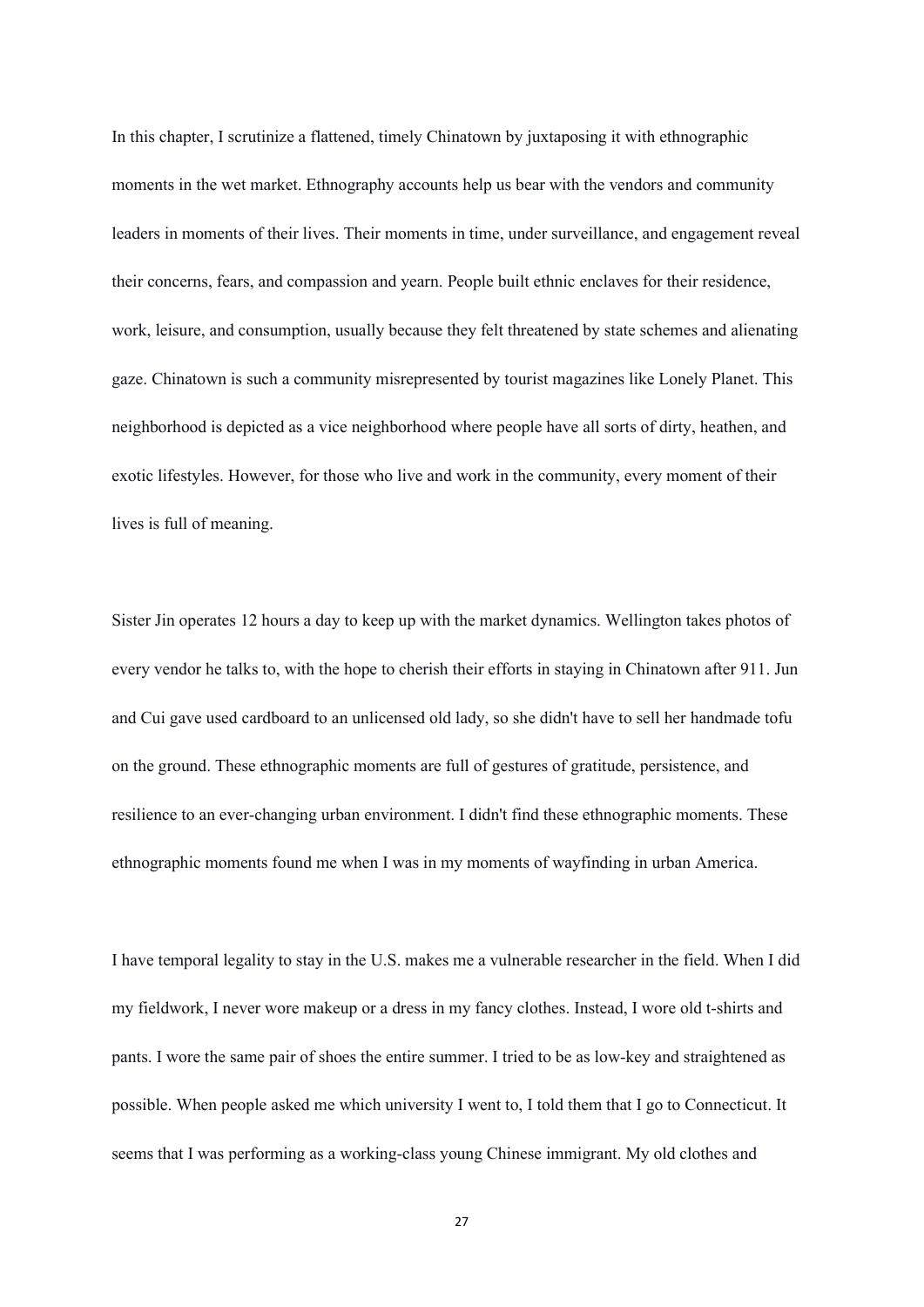In this chapter, I scrutinize a flattened, timely Chinatown by juxtaposing it with ethnographic moments in the wet market. Ethnography accounts help us bear with the vendors and community leaders in moments of their lives. Their moments in time, under surveillance, and engagement reveal their concerns, fears, and compassion and yearn. People built ethnic enclaves for their residence, work, leisure, and consumption, usually because they felt threatened by state schemes and alienating gaze. Chinatown is such a community misrepresented by tourist magazines like Lonely Planet. This neighborhood is depicted as a vice neighborhood where people have all sorts of dirty, heathen, and exotic lifestyles. However, for those who live and work in the community, every moment of their lives is full of meaning.

Sister Jin operates 12 hours a day to keep up with the market dynamics. Wellington takes photos of every vendor he talks to, with the hope to cherish their efforts in staying in Chinatown after 911. Jun and Cui gave used cardboard to an unlicensed old lady, so she didn't have to sell her handmade tofu on the ground. These ethnographic moments are full of gestures of gratitude, persistence, and resilience to an ever-changing urban environment. I didn't find these ethnographic moments. These ethnographic moments found me when I was in my moments of wayfinding in urban America.

I have temporal legality to stay in the U.S. makes me a vulnerable researcher in the field. When I did my fieldwork, I never wore makeup or a dress in my fancy clothes. Instead, I wore old t-shirts and pants. I wore the same pair of shoes the entire summer. I tried to be as low-key and straightened as possible. When people asked me which university I went to, I told them that I go to Connecticut. It seems that I was performing as a working-class young Chinese immigrant. My old clothes and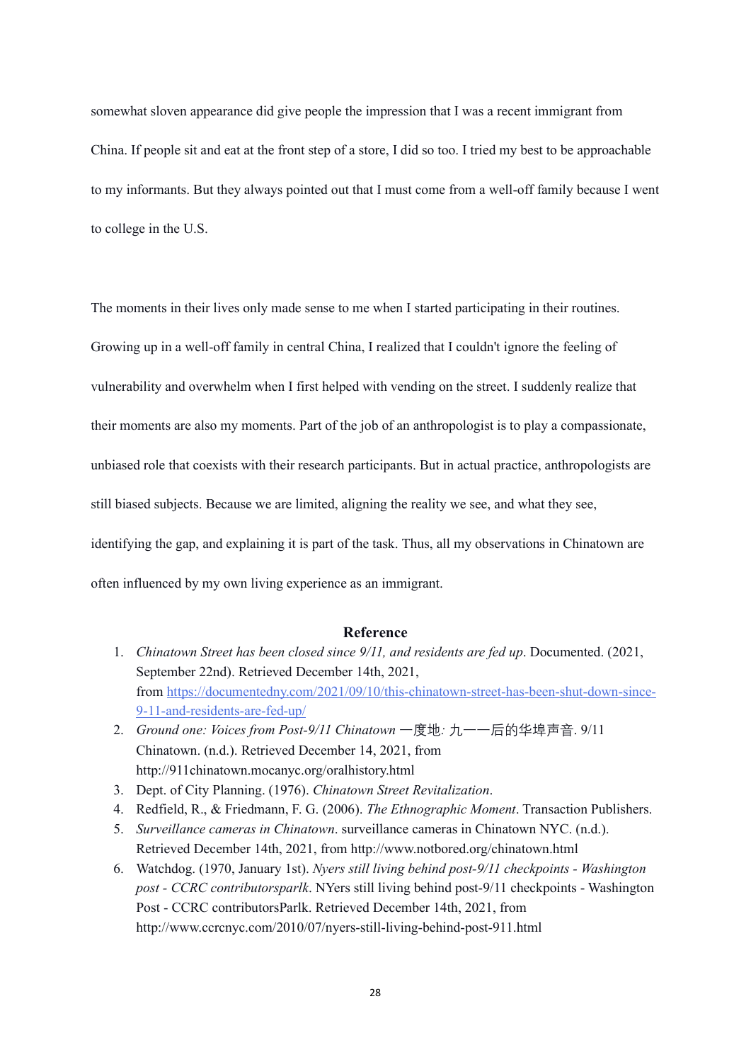somewhat sloven appearance did give people the impression that I was a recent immigrant from China. If people sit and eat at the front step of a store, I did so too. I tried my best to be approachable to my informants. But they always pointed out that I must come from a well-off family because I went to college in the U.S.

The moments in their lives only made sense to me when I started participating in their routines. Growing up in a well-off family in central China, I realized that I couldn't ignore the feeling of vulnerability and overwhelm when I first helped with vending on the street. I suddenly realize that their moments are also my moments. Part of the job of an anthropologist is to play a compassionate, unbiased role that coexists with their research participants. But in actual practice, anthropologists are still biased subjects. Because we are limited, aligning the reality we see, and what they see, identifying the gap, and explaining it is part of the task. Thus, all my observations in Chinatown are often influenced by my own living experience as an immigrant.

## Reference

1. *Chinatown Street has been closed since 9/11, and residents are fed up*. Documented. (2021, September 22nd). Retrieved December 14th, 2021, from https://documentedny.com/2021/09/10/this-chinatown-street-has-been-shut-down-since-9-11-and-residents-are-fed-up/
2. *Ground one: Voices from Post-9/11 Chinatown 一度地: 九一一后的华埠声音*. 9/11 Chinatown. (n.d.). Retrieved December 14, 2021, from http://911chinatown.mocanyc.org/oralhistory.html
3. Dept. of City Planning. (1976). *Chinatown Street Revitalization*.
4. Redfield, R., & Friedmann, F. G. (2006). *The Ethnographic Moment*. Transaction Publishers.
5. *Surveillance cameras in Chinatown*. surveillance cameras in Chinatown NYC. (n.d.). Retrieved December 14th, 2021, from http://www.notbored.org/chinatown.html
6. Watchdog. (1970, January 1st). *Nyers still living behind post-9/11 checkpoints - Washington post - CCRC contributorsparlk*. NYers still living behind post-9/11 checkpoints - Washington Post - CCRC contributorsParlk. Retrieved December 14th, 2021, from http://www.ccrcnyc.com/2010/07/nyers-still-living-behind-post-911.html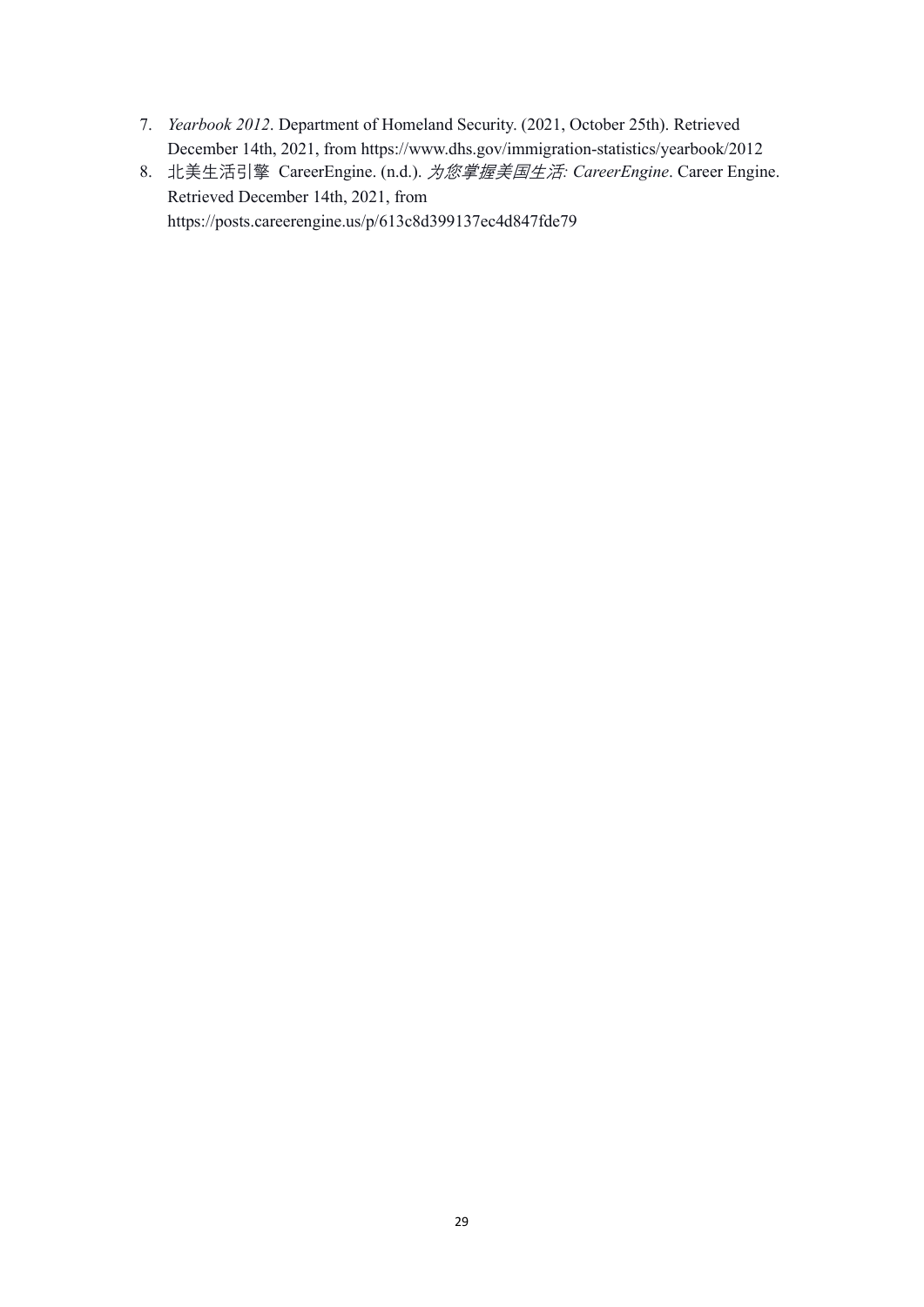7. *Yearbook 2012*. Department of Homeland Security. (2021, October 25th). Retrieved December 14th, 2021, from https://www.dhs.gov/immigration-statistics/yearbook/2012
8. 北美生活引擎 CareerEngine. (n.d.). *为您掌握美国生活: CareerEngine*. Career Engine. Retrieved December 14th, 2021, from https://posts.careerengine.us/p/613c8d399137ec4d847fde79